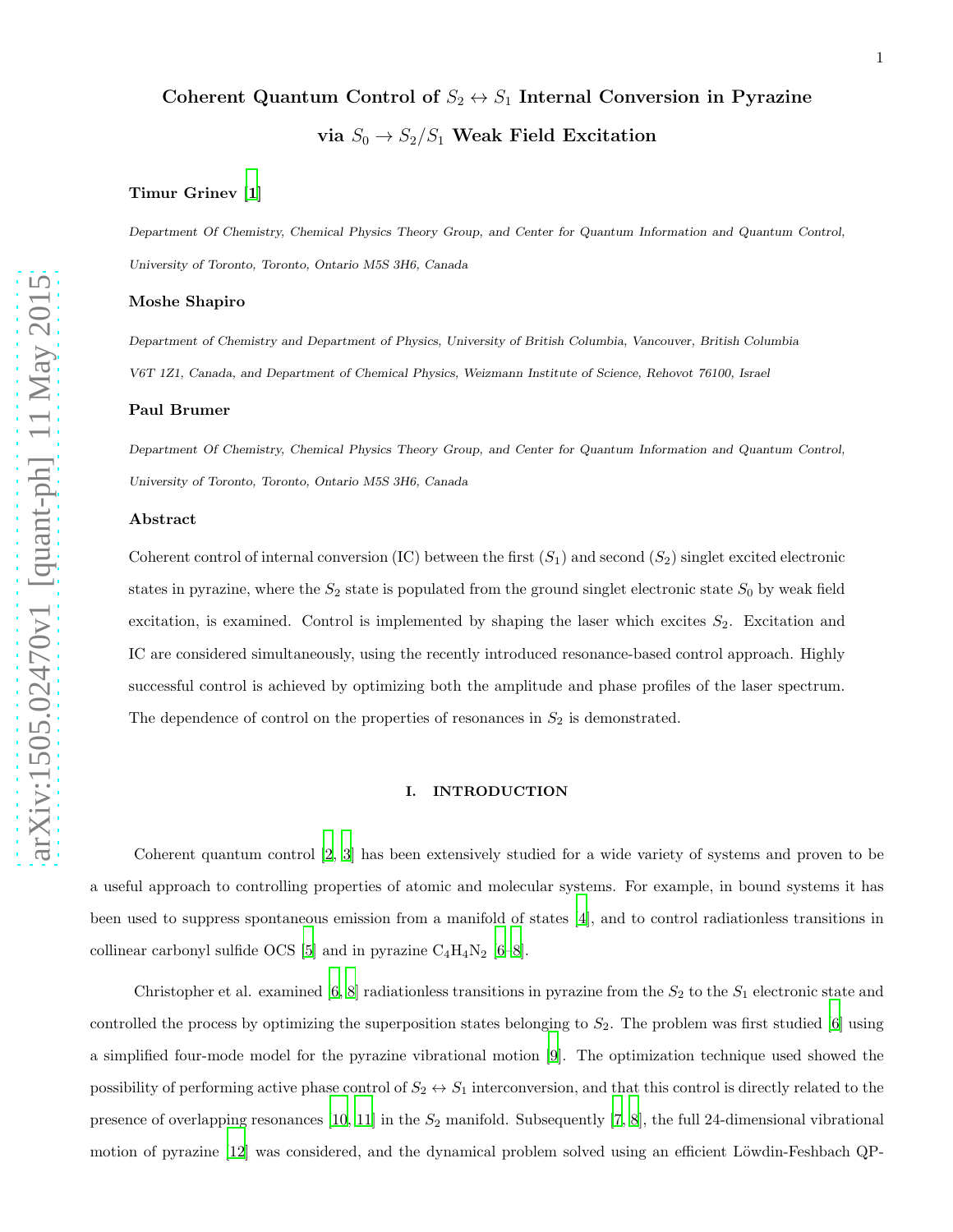# Coherent Quantum Control of $S_2 \leftrightarrow S_1$ Internal Conversion in Pyrazine via $S_0 \rightarrow S_2/S_1$ Weak Field Excitation

**Timur Grinev** [1]

*Department Of Chemistry, Chemical Physics Theory Group, and Center for Quantum Information and Quantum Control, University of Toronto, Toronto, Ontario M5S 3H6, Canada*

**Moshe Shapiro**

*Department of Chemistry and Department of Physics, University of British Columbia, Vancouver, British Columbia V6T 1Z1, Canada, and Department of Chemical Physics, Weizmann Institute of Science, Rehovot 76100, Israel*

**Paul Brumer**

*Department Of Chemistry, Chemical Physics Theory Group, and Center for Quantum Information and Quantum Control, University of Toronto, Toronto, Ontario M5S 3H6, Canada*

## Abstract

Coherent control of internal conversion (IC) between the first ($S_1$) and second ($S_2$) singlet excited electronic states in pyrazine, where the $S_2$ state is populated from the ground singlet electronic state $S_0$ by weak field excitation, is examined. Control is implemented by shaping the laser which excites $S_2$. Excitation and IC are considered simultaneously, using the recently introduced resonance-based control approach. Highly successful control is achieved by optimizing both the amplitude and phase profiles of the laser spectrum. The dependence of control on the properties of resonances in $S_2$ is demonstrated.

## I. INTRODUCTION

Coherent quantum control [2, 3] has been extensively studied for a wide variety of systems and proven to be a useful approach to controlling properties of atomic and molecular systems. For example, in bound systems it has been used to suppress spontaneous emission from a manifold of states [4], and to control radiationless transitions in collinear carbonyl sulfide OCS [5] and in pyrazine $C_4H_4N_2$ [6–8].

Christopher et al. examined [6, 8] radiationless transitions in pyrazine from the $S_2$ to the $S_1$ electronic state and controlled the process by optimizing the superposition states belonging to $S_2$. The problem was first studied [6] using a simplified four-mode model for the pyrazine vibrational motion [9]. The optimization technique used showed the possibility of performing active phase control of $S_2 \leftrightarrow S_1$ interconversion, and that this control is directly related to the presence of overlapping resonances [10, 11] in the $S_2$ manifold. Subsequently [7, 8], the full 24-dimensional vibrational motion of pyrazine [12] was considered, and the dynamical problem solved using an efficient Löwdin-Feshbach QP-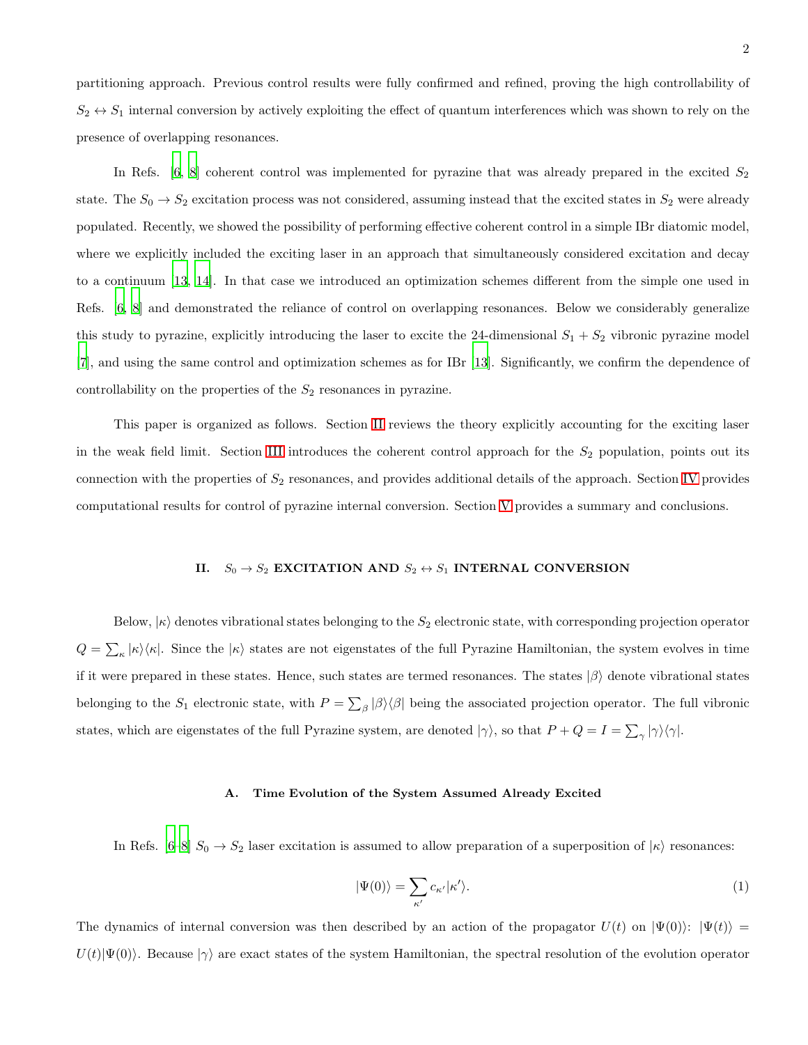partitioning approach. Previous control results were fully confirmed and refined, proving the high controllability of $S_2 \leftrightarrow S_1$ internal conversion by actively exploiting the effect of quantum interferences which was shown to rely on the presence of overlapping resonances.

In Refs. [6, 8] coherent control was implemented for pyrazine that was already prepared in the excited $S_2$ state. The $S_0 \to S_2$ excitation process was not considered, assuming instead that the excited states in $S_2$ were already populated. Recently, we showed the possibility of performing effective coherent control in a simple IBr diatomic model, where we explicitly included the exciting laser in an approach that simultaneously considered excitation and decay to a continuum [13, 14]. In that case we introduced an optimization schemes different from the simple one used in Refs. [6, 8] and demonstrated the reliance of control on overlapping resonances. Below we considerably generalize this study to pyrazine, explicitly introducing the laser to excite the 24-dimensional $S_1 + S_2$ vibronic pyrazine model [7], and using the same control and optimization schemes as for IBr [13]. Significantly, we confirm the dependence of controllability on the properties of the $S_2$ resonances in pyrazine.

This paper is organized as follows. Section II reviews the theory explicitly accounting for the exciting laser in the weak field limit. Section III introduces the coherent control approach for the $S_2$ population, points out its connection with the properties of $S_2$ resonances, and provides additional details of the approach. Section IV provides computational results for control of pyrazine internal conversion. Section V provides a summary and conclusions.

## II. $S_0 \to S_2$ EXCITATION AND $S_2 \leftrightarrow S_1$ INTERNAL CONVERSION

Below, $|\kappa\rangle$ denotes vibrational states belonging to the $S_2$ electronic state, with corresponding projection operator $Q = \sum_\kappa |\kappa\rangle\langle\kappa|$. Since the $|\kappa\rangle$ states are not eigenstates of the full Pyrazine Hamiltonian, the system evolves in time if it were prepared in these states. Hence, such states are termed resonances. The states $|\beta\rangle$ denote vibrational states belonging to the $S_1$ electronic state, with $P = \sum_\beta |\beta\rangle\langle\beta|$ being the associated projection operator. The full vibronic states, which are eigenstates of the full Pyrazine system, are denoted $|\gamma\rangle$, so that $P + Q = I = \sum_\gamma |\gamma\rangle\langle\gamma|$.

### A. Time Evolution of the System Assumed Already Excited

In Refs. [6–8] $S_0 \to S_2$ laser excitation is assumed to allow preparation of a superposition of $|\kappa\rangle$ resonances:

$$|\Psi(0)\rangle = \sum_{\kappa'} c_{\kappa'}|\kappa'\rangle. \tag{1}$$

The dynamics of internal conversion was then described by an action of the propagator $U(t)$ on $|\Psi(0)\rangle$: $|\Psi(t)\rangle = U(t)|\Psi(0)\rangle$. Because $|\gamma\rangle$ are exact states of the system Hamiltonian, the spectral resolution of the evolution operator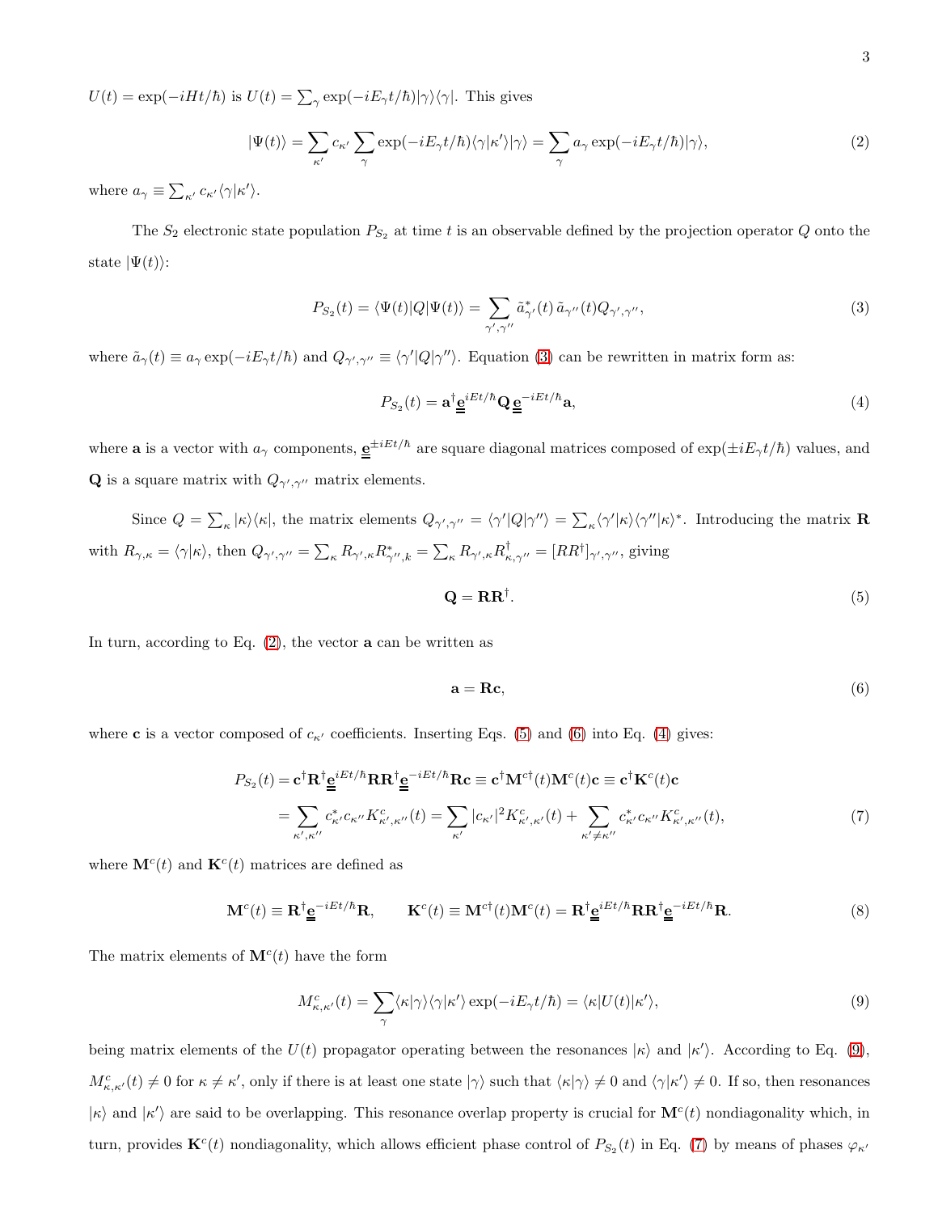$U(t) = \exp(-iHt/\hbar)$ is $U(t) = \sum_\gamma \exp(-iE_\gamma t/\hbar)|\gamma\rangle\langle\gamma|$. This gives

$$|\Psi(t)\rangle = \sum_{\kappa'} c_{\kappa'} \sum_\gamma \exp(-iE_\gamma t/\hbar)\langle\gamma|\kappa'\rangle|\gamma\rangle = \sum_\gamma a_\gamma \exp(-iE_\gamma t/\hbar)|\gamma\rangle, \tag{2}$$

where $a_\gamma \equiv \sum_{\kappa'} c_{\kappa'}\langle\gamma|\kappa'\rangle$.

The $S_2$ electronic state population $P_{S_2}$ at time $t$ is an observable defined by the projection operator $Q$ onto the state $|\Psi(t)\rangle$:

$$P_{S_2}(t) = \langle\Psi(t)|Q|\Psi(t)\rangle = \sum_{\gamma',\gamma''} \tilde{a}^*_{\gamma'}(t)\,\tilde{a}_{\gamma''}(t) Q_{\gamma',\gamma''}, \tag{3}$$

where $\tilde{a}_\gamma(t) \equiv a_\gamma \exp(-iE_\gamma t/\hbar)$ and $Q_{\gamma',\gamma''} \equiv \langle\gamma'|Q|\gamma''\rangle$. Equation (3) can be rewritten in matrix form as:

$$P_{S_2}(t) = \mathbf{a}^\dagger \underline{\underline{\mathbf{e}}}^{iEt/\hbar} \mathbf{Q}\, \underline{\underline{\mathbf{e}}}^{-iEt/\hbar} \mathbf{a}, \tag{4}$$

where $\mathbf{a}$ is a vector with $a_\gamma$ components, $\underline{\underline{\mathbf{e}}}^{\pm iEt/\hbar}$ are square diagonal matrices composed of $\exp(\pm iE_\gamma t/\hbar)$ values, and $\mathbf{Q}$ is a square matrix with $Q_{\gamma',\gamma''}$ matrix elements.

Since $Q = \sum_\kappa |\kappa\rangle\langle\kappa|$, the matrix elements $Q_{\gamma',\gamma''} = \langle\gamma'|Q|\gamma''\rangle = \sum_\kappa \langle\gamma'|\kappa\rangle\langle\gamma''|\kappa\rangle^*$. Introducing the matrix $\mathbf{R}$ with $R_{\gamma,\kappa} = \langle\gamma|\kappa\rangle$, then $Q_{\gamma',\gamma''} = \sum_\kappa R_{\gamma',\kappa} R^*_{\gamma'',k} = \sum_\kappa R_{\gamma',\kappa} R^\dagger_{\kappa,\gamma''} = [RR^\dagger]_{\gamma',\gamma''}$, giving

$$\mathbf{Q} = \mathbf{R}\mathbf{R}^\dagger. \tag{5}$$

In turn, according to Eq. (2), the vector $\mathbf{a}$ can be written as

$$\mathbf{a} = \mathbf{R}\mathbf{c}, \tag{6}$$

where $\mathbf{c}$ is a vector composed of $c_{\kappa'}$ coefficients. Inserting Eqs. (5) and (6) into Eq. (4) gives:

$$\begin{aligned} P_{S_2}(t) &= \mathbf{c}^\dagger \mathbf{R}^\dagger \underline{\underline{\mathbf{e}}}^{iEt/\hbar} \mathbf{R}\mathbf{R}^\dagger \underline{\underline{\mathbf{e}}}^{-iEt/\hbar} \mathbf{R}\mathbf{c} \equiv \mathbf{c}^\dagger \mathbf{M}^{c\dagger}(t) \mathbf{M}^c(t)\mathbf{c} \equiv \mathbf{c}^\dagger \mathbf{K}^c(t)\mathbf{c} \\ &= \sum_{\kappa',\kappa''} c^*_{\kappa'} c_{\kappa''} K^c_{\kappa',\kappa''}(t) = \sum_{\kappa'} |c_{\kappa'}|^2 K^c_{\kappa',\kappa'}(t) + \sum_{\kappa' \neq \kappa''} c^*_{\kappa'} c_{\kappa''} K^c_{\kappa',\kappa''}(t), \end{aligned} \tag{7}$$

where $\mathbf{M}^c(t)$ and $\mathbf{K}^c(t)$ matrices are defined as

$$\mathbf{M}^c(t) \equiv \mathbf{R}^\dagger \underline{\underline{\mathbf{e}}}^{-iEt/\hbar} \mathbf{R}, \qquad \mathbf{K}^c(t) \equiv \mathbf{M}^{c\dagger}(t)\mathbf{M}^c(t) = \mathbf{R}^\dagger \underline{\underline{\mathbf{e}}}^{iEt/\hbar} \mathbf{R}\mathbf{R}^\dagger \underline{\underline{\mathbf{e}}}^{-iEt/\hbar} \mathbf{R}. \tag{8}$$

The matrix elements of $\mathbf{M}^c(t)$ have the form

$$M^c_{\kappa,\kappa'}(t) = \sum_\gamma \langle\kappa|\gamma\rangle\langle\gamma|\kappa'\rangle \exp(-iE_\gamma t/\hbar) = \langle\kappa|U(t)|\kappa'\rangle, \tag{9}$$

being matrix elements of the $U(t)$ propagator operating between the resonances $|\kappa\rangle$ and $|\kappa'\rangle$. According to Eq. (9), $M^c_{\kappa,\kappa'}(t) \neq 0$ for $\kappa \neq \kappa'$, only if there is at least one state $|\gamma\rangle$ such that $\langle\kappa|\gamma\rangle \neq 0$ and $\langle\gamma|\kappa'\rangle \neq 0$. If so, then resonances $|\kappa\rangle$ and $|\kappa'\rangle$ are said to be overlapping. This resonance overlap property is crucial for $\mathbf{M}^c(t)$ nondiagonality which, in turn, provides $\mathbf{K}^c(t)$ nondiagonality, which allows efficient phase control of $P_{S_2}(t)$ in Eq. (7) by means of phases $\varphi_{\kappa'}$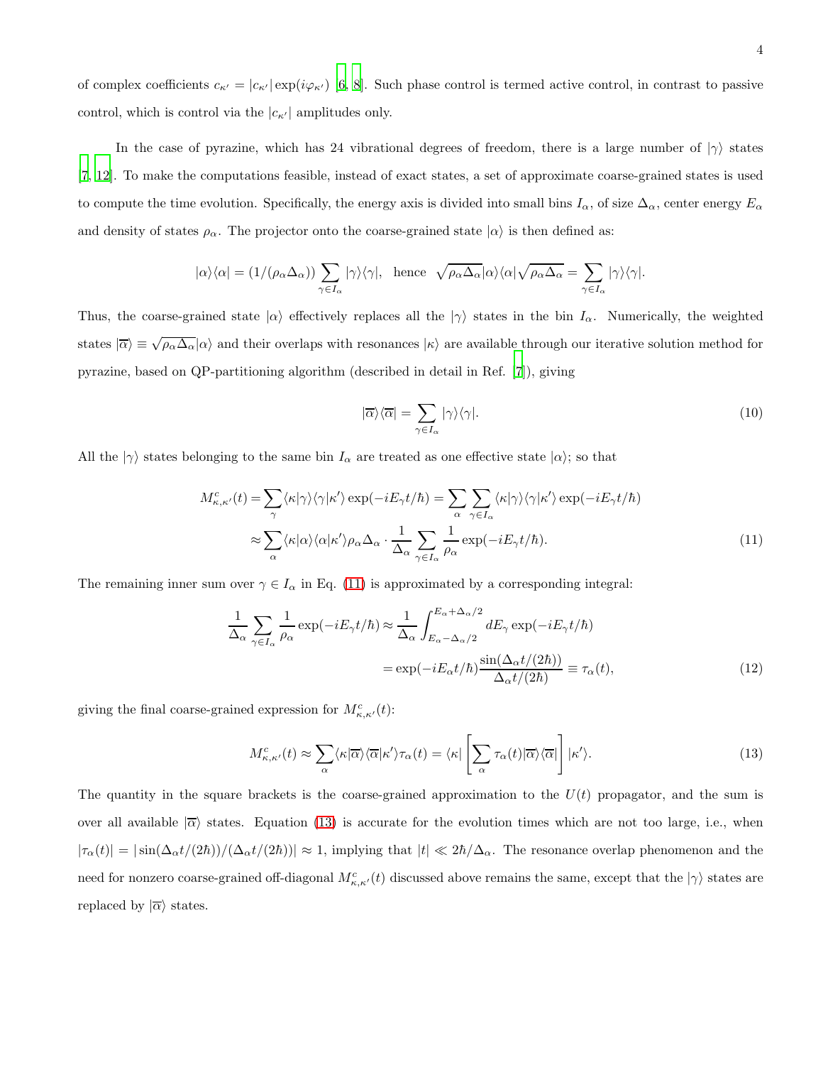of complex coefficients $c_{\kappa'} = |c_{\kappa'}| \exp(i\varphi_{\kappa'})$ [6, 8]. Such phase control is termed active control, in contrast to passive control, which is control via the $|c_{\kappa'}|$ amplitudes only.

In the case of pyrazine, which has 24 vibrational degrees of freedom, there is a large number of $|\gamma\rangle$ states [7, 12]. To make the computations feasible, instead of exact states, a set of approximate coarse-grained states is used to compute the time evolution. Specifically, the energy axis is divided into small bins $I_\alpha$, of size $\Delta_\alpha$, center energy $E_\alpha$ and density of states $\rho_\alpha$. The projector onto the coarse-grained state $|\alpha\rangle$ is then defined as:

$$|\alpha\rangle\langle\alpha| = (1/(\rho_\alpha \Delta_\alpha)) \sum_{\gamma \in I_\alpha} |\gamma\rangle\langle\gamma|, \quad \text{hence} \quad \sqrt{\rho_\alpha \Delta_\alpha}|\alpha\rangle\langle\alpha|\sqrt{\rho_\alpha \Delta_\alpha} = \sum_{\gamma \in I_\alpha} |\gamma\rangle\langle\gamma|.$$

Thus, the coarse-grained state $|\alpha\rangle$ effectively replaces all the $|\gamma\rangle$ states in the bin $I_\alpha$. Numerically, the weighted states $|\overline{\alpha}\rangle \equiv \sqrt{\rho_\alpha \Delta_\alpha}|\alpha\rangle$ and their overlaps with resonances $|\kappa\rangle$ are available through our iterative solution method for pyrazine, based on QP-partitioning algorithm (described in detail in Ref. [7]), giving

$$|\overline{\alpha}\rangle\langle\overline{\alpha}| = \sum_{\gamma \in I_\alpha} |\gamma\rangle\langle\gamma|. \tag{10}$$

All the $|\gamma\rangle$ states belonging to the same bin $I_\alpha$ are treated as one effective state $|\alpha\rangle$; so that

$$\begin{aligned} M^c_{\kappa,\kappa'}(t) &= \sum_\gamma \langle\kappa|\gamma\rangle\langle\gamma|\kappa'\rangle \exp(-iE_\gamma t/\hbar) = \sum_\alpha \sum_{\gamma \in I_\alpha} \langle\kappa|\gamma\rangle\langle\gamma|\kappa'\rangle \exp(-iE_\gamma t/\hbar) \\ &\approx \sum_\alpha \langle\kappa|\alpha\rangle\langle\alpha|\kappa'\rangle \rho_\alpha \Delta_\alpha \cdot \frac{1}{\Delta_\alpha} \sum_{\gamma \in I_\alpha} \frac{1}{\rho_\alpha} \exp(-iE_\gamma t/\hbar). \end{aligned} \tag{11}$$

The remaining inner sum over $\gamma \in I_\alpha$ in Eq. (11) is approximated by a corresponding integral:

$$\begin{aligned} \frac{1}{\Delta_\alpha} \sum_{\gamma \in I_\alpha} \frac{1}{\rho_\alpha} \exp(-iE_\gamma t/\hbar) &\approx \frac{1}{\Delta_\alpha} \int_{E_\alpha - \Delta_\alpha/2}^{E_\alpha + \Delta_\alpha/2} dE_\gamma \exp(-iE_\gamma t/\hbar) \\ &= \exp(-iE_\alpha t/\hbar) \frac{\sin(\Delta_\alpha t/(2\hbar))}{\Delta_\alpha t/(2\hbar)} \equiv \tau_\alpha(t), \end{aligned} \tag{12}$$

giving the final coarse-grained expression for $M^c_{\kappa,\kappa'}(t)$:

$$M^c_{\kappa,\kappa'}(t) \approx \sum_\alpha \langle\kappa|\overline{\alpha}\rangle\langle\overline{\alpha}|\kappa'\rangle \tau_\alpha(t) = \langle\kappa| \left[ \sum_\alpha \tau_\alpha(t) |\overline{\alpha}\rangle\langle\overline{\alpha}| \right] |\kappa'\rangle. \tag{13}$$

The quantity in the square brackets is the coarse-grained approximation to the $U(t)$ propagator, and the sum is over all available $|\overline{\alpha}\rangle$ states. Equation (13) is accurate for the evolution times which are not too large, i.e., when $|\tau_\alpha(t)| = |\sin(\Delta_\alpha t/(2\hbar))/(\Delta_\alpha t/(2\hbar))| \approx 1$, implying that $|t| \ll 2\hbar/\Delta_\alpha$. The resonance overlap phenomenon and the need for nonzero coarse-grained off-diagonal $M^c_{\kappa,\kappa'}(t)$ discussed above remains the same, except that the $|\gamma\rangle$ states are replaced by $|\overline{\alpha}\rangle$ states.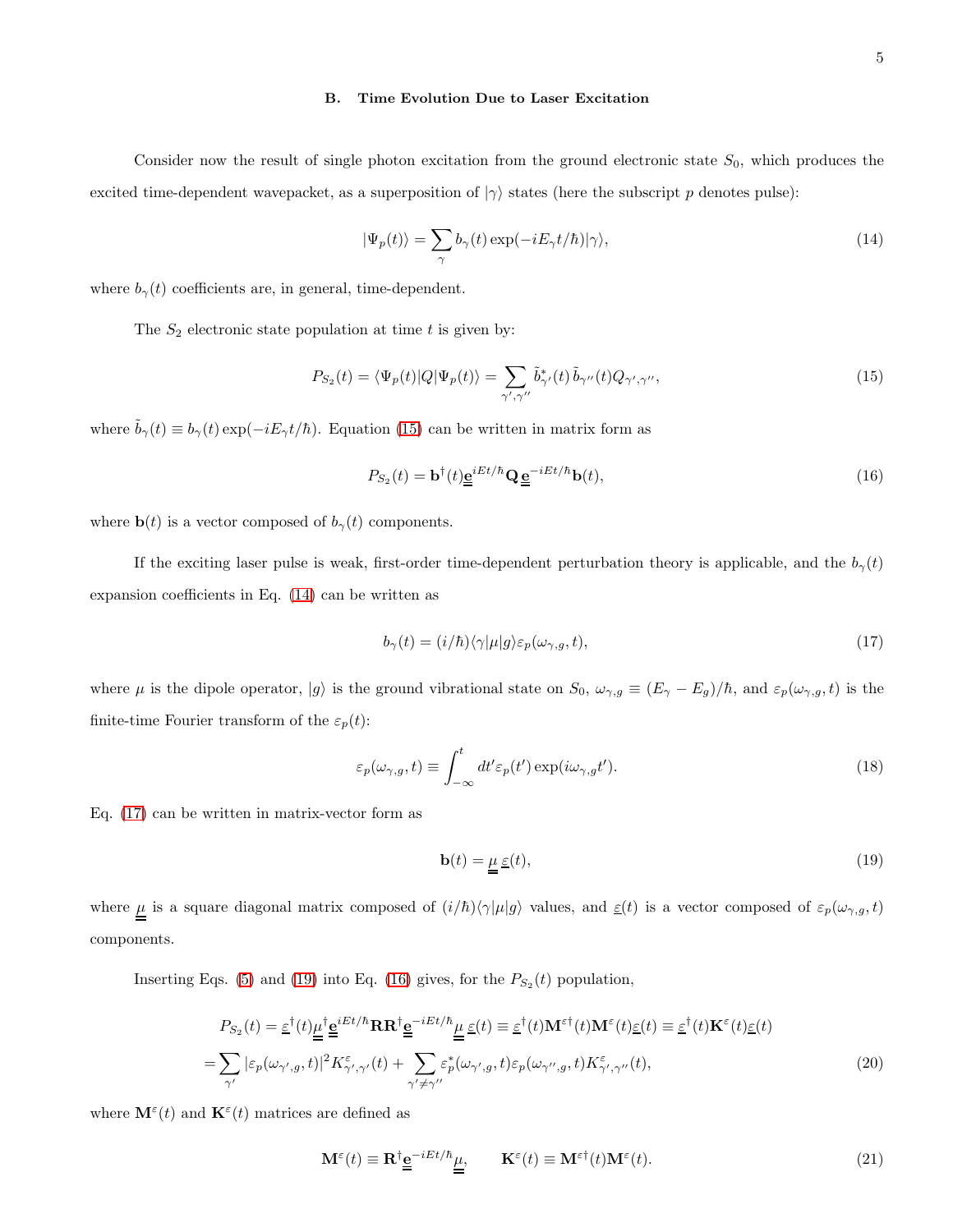### B. Time Evolution Due to Laser Excitation

Consider now the result of single photon excitation from the ground electronic state $S_0$, which produces the excited time-dependent wavepacket, as a superposition of $|\gamma\rangle$ states (here the subscript $p$ denotes pulse):

$$|\Psi_p(t)\rangle = \sum_{\gamma} b_{\gamma}(t) \exp(-iE_{\gamma}t/\hbar)|\gamma\rangle, \tag{14}$$

where $b_{\gamma}(t)$ coefficients are, in general, time-dependent.

The $S_2$ electronic state population at time $t$ is given by:

$$P_{S_2}(t) = \langle\Psi_p(t)|Q|\Psi_p(t)\rangle = \sum_{\gamma',\gamma''} \tilde{b}^*_{\gamma'}(t)\, \tilde{b}_{\gamma''}(t) Q_{\gamma',\gamma''}, \tag{15}$$

where $\tilde{b}_{\gamma}(t) \equiv b_{\gamma}(t)\exp(-iE_{\gamma}t/\hbar)$. Equation (15) can be written in matrix form as

$$P_{S_2}(t) = \mathbf{b}^{\dagger}(t)\underline{\underline{\mathbf{e}}}^{iEt/\hbar}\mathbf{Q}\,\underline{\underline{\mathbf{e}}}^{-iEt/\hbar}\mathbf{b}(t), \tag{16}$$

where $\mathbf{b}(t)$ is a vector composed of $b_{\gamma}(t)$ components.

If the exciting laser pulse is weak, first-order time-dependent perturbation theory is applicable, and the $b_{\gamma}(t)$ expansion coefficients in Eq. (14) can be written as

$$b_{\gamma}(t) = (i/\hbar)\langle\gamma|\mu|g\rangle\varepsilon_p(\omega_{\gamma,g}, t), \tag{17}$$

where $\mu$ is the dipole operator, $|g\rangle$ is the ground vibrational state on $S_0$, $\omega_{\gamma,g} \equiv (E_{\gamma} - E_g)/\hbar$, and $\varepsilon_p(\omega_{\gamma,g}, t)$ is the finite-time Fourier transform of the $\varepsilon_p(t)$:

$$\varepsilon_p(\omega_{\gamma,g}, t) \equiv \int_{-\infty}^{t} dt' \varepsilon_p(t') \exp(i\omega_{\gamma,g}t'). \tag{18}$$

Eq. (17) can be written in matrix-vector form as

$$\mathbf{b}(t) = \underline{\underline{\mu}}\,\underline{\varepsilon}(t), \tag{19}$$

where $\underline{\underline{\mu}}$ is a square diagonal matrix composed of $(i/\hbar)\langle\gamma|\mu|g\rangle$ values, and $\underline{\varepsilon}(t)$ is a vector composed of $\varepsilon_p(\omega_{\gamma,g}, t)$ components.

Inserting Eqs. (5) and (19) into Eq. (16) gives, for the $P_{S_2}(t)$ population,

$$\begin{aligned} P_{S_2}(t) &= \underline{\varepsilon}^{\dagger}(t)\underline{\underline{\mu}}^{\dagger}\underline{\underline{\mathbf{e}}}^{iEt/\hbar}\mathbf{R}\mathbf{R}^{\dagger}\underline{\underline{\mathbf{e}}}^{-iEt/\hbar}\underline{\underline{\mu}}\,\underline{\varepsilon}(t) \equiv \underline{\varepsilon}^{\dagger}(t)\mathbf{M}^{\varepsilon\dagger}(t)\mathbf{M}^{\varepsilon}(t)\underline{\varepsilon}(t) \equiv \underline{\varepsilon}^{\dagger}(t)\mathbf{K}^{\varepsilon}(t)\underline{\varepsilon}(t) \\ &= \sum_{\gamma'} |\varepsilon_p(\omega_{\gamma',g}, t)|^2 K^{\varepsilon}_{\gamma',\gamma'}(t) + \sum_{\gamma'\neq\gamma''} \varepsilon^*_p(\omega_{\gamma',g}, t)\varepsilon_p(\omega_{\gamma'',g}, t) K^{\varepsilon}_{\gamma',\gamma''}(t), \end{aligned} \tag{20}$$

where $\mathbf{M}^{\varepsilon}(t)$ and $\mathbf{K}^{\varepsilon}(t)$ matrices are defined as

$$\mathbf{M}^{\varepsilon}(t) \equiv \mathbf{R}^{\dagger}\underline{\underline{\mathbf{e}}}^{-iEt/\hbar}\underline{\underline{\mu}}, \qquad \mathbf{K}^{\varepsilon}(t) \equiv \mathbf{M}^{\varepsilon\dagger}(t)\mathbf{M}^{\varepsilon}(t). \tag{21}$$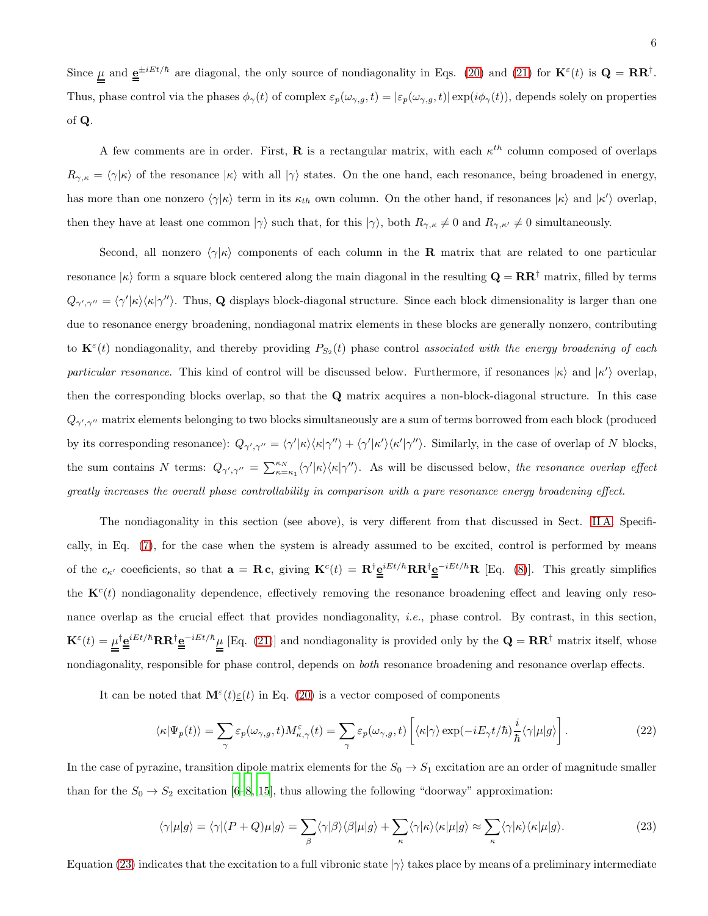Since $\underline{\underline{\mu}}$ and $\underline{\underline{\mathbf{e}}}^{\pm iEt/\hbar}$ are diagonal, the only source of nondiagonality in Eqs. (20) and (21) for $\mathbf{K}^{\varepsilon}(t)$ is $\mathbf{Q} = \mathbf{R}\mathbf{R}^{\dagger}$. Thus, phase control via the phases $\phi_{\gamma}(t)$ of complex $\varepsilon_p(\omega_{\gamma,g}, t) = |\varepsilon_p(\omega_{\gamma,g}, t)| \exp(i\phi_{\gamma}(t))$, depends solely on properties of $\mathbf{Q}$.

A few comments are in order. First, $\mathbf{R}$ is a rectangular matrix, with each $\kappa^{th}$ column composed of overlaps $R_{\gamma,\kappa} = \langle\gamma|\kappa\rangle$ of the resonance $|\kappa\rangle$ with all $|\gamma\rangle$ states. On the one hand, each resonance, being broadened in energy, has more than one nonzero $\langle\gamma|\kappa\rangle$ term in its $\kappa_{th}$ own column. On the other hand, if resonances $|\kappa\rangle$ and $|\kappa'\rangle$ overlap, then they have at least one common $|\gamma\rangle$ such that, for this $|\gamma\rangle$, both $R_{\gamma,\kappa} \neq 0$ and $R_{\gamma,\kappa'} \neq 0$ simultaneously.

Second, all nonzero $\langle\gamma|\kappa\rangle$ components of each column in the $\mathbf{R}$ matrix that are related to one particular resonance $|\kappa\rangle$ form a square block centered along the main diagonal in the resulting $\mathbf{Q} = \mathbf{R}\mathbf{R}^{\dagger}$ matrix, filled by terms $Q_{\gamma',\gamma''} = \langle\gamma'|\kappa\rangle\langle\kappa|\gamma''\rangle$. Thus, $\mathbf{Q}$ displays block-diagonal structure. Since each block dimensionality is larger than one due to resonance energy broadening, nondiagonal matrix elements in these blocks are generally nonzero, contributing to $\mathbf{K}^{\varepsilon}(t)$ nondiagonality, and thereby providing $P_{S_2}(t)$ phase control *associated with the energy broadening of each particular resonance*. This kind of control will be discussed below. Furthermore, if resonances $|\kappa\rangle$ and $|\kappa'\rangle$ overlap, then the corresponding blocks overlap, so that the $\mathbf{Q}$ matrix acquires a non-block-diagonal structure. In this case $Q_{\gamma',\gamma''}$ matrix elements belonging to two blocks simultaneously are a sum of terms borrowed from each block (produced by its corresponding resonance): $Q_{\gamma',\gamma''} = \langle\gamma'|\kappa\rangle\langle\kappa|\gamma''\rangle + \langle\gamma'|\kappa'\rangle\langle\kappa'|\gamma''\rangle$. Similarly, in the case of overlap of $N$ blocks, the sum contains $N$ terms: $Q_{\gamma',\gamma''} = \sum_{\kappa=\kappa_1}^{\kappa_N} \langle\gamma'|\kappa\rangle\langle\kappa|\gamma''\rangle$. As will be discussed below, *the resonance overlap effect greatly increases the overall phase controllability in comparison with a pure resonance energy broadening effect.*

The nondiagonality in this section (see above), is very different from that discussed in Sect. II A. Specifically, in Eq. (7), for the case when the system is already assumed to be excited, control is performed by means of the $c_{\kappa'}$ coeefficients, so that $\mathbf{a} = \mathbf{R}\,\mathbf{c}$, giving $\mathbf{K}^{c}(t) = \mathbf{R}^{\dagger}\underline{\underline{\mathbf{e}}}^{iEt/\hbar}\mathbf{R}\mathbf{R}^{\dagger}\underline{\underline{\mathbf{e}}}^{-iEt/\hbar}\mathbf{R}$ [Eq. (8)]. This greatly simplifies the $\mathbf{K}^{c}(t)$ nondiagonality dependence, effectively removing the resonance broadening effect and leaving only resonance overlap as the crucial effect that provides nondiagonality, *i.e.*, phase control. By contrast, in this section, $\mathbf{K}^{\varepsilon}(t) = \underline{\underline{\mu}}^{\dagger}\underline{\underline{\mathbf{e}}}^{iEt/\hbar}\mathbf{R}\mathbf{R}^{\dagger}\underline{\underline{\mathbf{e}}}^{-iEt/\hbar}\underline{\underline{\mu}}$ [Eq. (21)] and nondiagonality is provided only by the $\mathbf{Q} = \mathbf{R}\mathbf{R}^{\dagger}$ matrix itself, whose nondiagonality, responsible for phase control, depends on *both* resonance broadening and resonance overlap effects.

It can be noted that $\mathbf{M}^{\varepsilon}(t)\underline{\varepsilon}(t)$ in Eq. (20) is a vector composed of components

$$\langle\kappa|\Psi_p(t)\rangle = \sum_{\gamma} \varepsilon_p(\omega_{\gamma,g}, t) M^{\varepsilon}_{\kappa,\gamma}(t) = \sum_{\gamma} \varepsilon_p(\omega_{\gamma,g}, t) \left[ \langle\kappa|\gamma\rangle \exp(-iE_{\gamma}t/\hbar) \frac{i}{\hbar} \langle\gamma|\mu|g\rangle \right]. \tag{22}$$

In the case of pyrazine, transition dipole matrix elements for the $S_0 \rightarrow S_1$ excitation are an order of magnitude smaller than for the $S_0 \rightarrow S_2$ excitation [6–8, 15], thus allowing the following "doorway" approximation:

$$\langle\gamma|\mu|g\rangle = \langle\gamma|(P+Q)\mu|g\rangle = \sum_{\beta} \langle\gamma|\beta\rangle\langle\beta|\mu|g\rangle + \sum_{\kappa} \langle\gamma|\kappa\rangle\langle\kappa|\mu|g\rangle \approx \sum_{\kappa} \langle\gamma|\kappa\rangle\langle\kappa|\mu|g\rangle. \tag{23}$$

Equation (23) indicates that the excitation to a full vibronic state $|\gamma\rangle$ takes place by means of a preliminary intermediate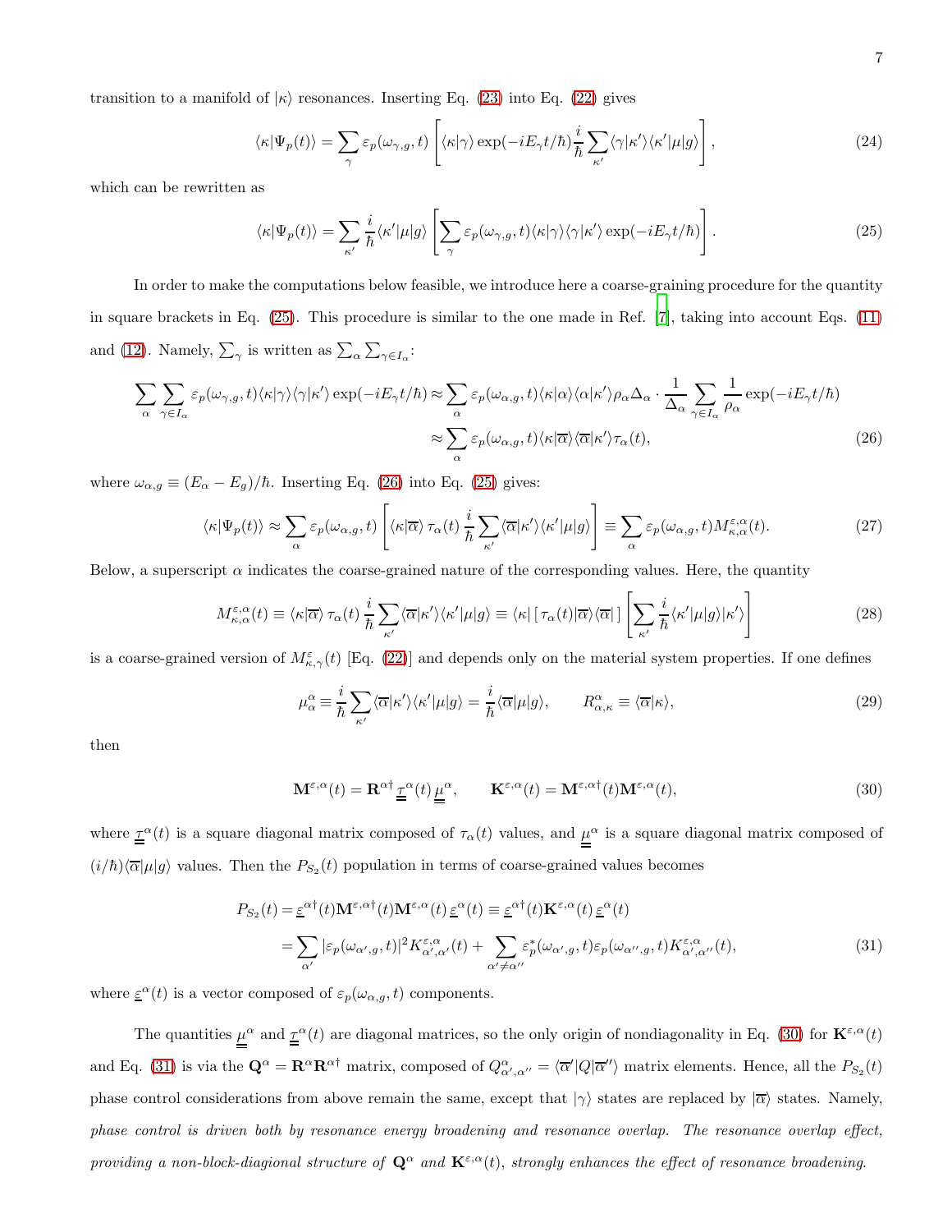transition to a manifold of $|\kappa\rangle$ resonances. Inserting Eq. (23) into Eq. (22) gives

$$\langle\kappa|\Psi_p(t)\rangle = \sum_\gamma \varepsilon_p(\omega_{\gamma,g},t)\left[\langle\kappa|\gamma\rangle \exp(-iE_\gamma t/\hbar)\frac{i}{\hbar}\sum_{\kappa'}\langle\gamma|\kappa'\rangle\langle\kappa'|\mu|g\rangle\right], \tag{24}$$

which can be rewritten as

$$\langle\kappa|\Psi_p(t)\rangle = \sum_{\kappa'}\frac{i}{\hbar}\langle\kappa'|\mu|g\rangle\left[\sum_\gamma \varepsilon_p(\omega_{\gamma,g},t)\langle\kappa|\gamma\rangle\langle\gamma|\kappa'\rangle \exp(-iE_\gamma t/\hbar)\right]. \tag{25}$$

In order to make the computations below feasible, we introduce here a coarse-graining procedure for the quantity in square brackets in Eq. (25). This procedure is similar to the one made in Ref. [7], taking into account Eqs. (11) and (12). Namely, $\sum_\gamma$ is written as $\sum_\alpha\sum_{\gamma\in I_\alpha}$:

$$\begin{aligned}\sum_\alpha\sum_{\gamma\in I_\alpha}\varepsilon_p(\omega_{\gamma,g},t)\langle\kappa|\gamma\rangle\langle\gamma|\kappa'\rangle\exp(-iE_\gamma t/\hbar) &\approx \sum_\alpha \varepsilon_p(\omega_{\alpha,g},t)\langle\kappa|\alpha\rangle\langle\alpha|\kappa'\rangle\rho_\alpha\Delta_\alpha\cdot\frac{1}{\Delta_\alpha}\sum_{\gamma\in I_\alpha}\frac{1}{\rho_\alpha}\exp(-iE_\gamma t/\hbar)\\ &\approx \sum_\alpha \varepsilon_p(\omega_{\alpha,g},t)\langle\kappa|\overline{\alpha}\rangle\langle\overline{\alpha}|\kappa'\rangle\tau_\alpha(t),\end{aligned} \tag{26}$$

where $\omega_{\alpha,g}\equiv(E_\alpha - E_g)/\hbar$. Inserting Eq. (26) into Eq. (25) gives:

$$\langle\kappa|\Psi_p(t)\rangle \approx \sum_\alpha \varepsilon_p(\omega_{\alpha,g},t)\left[\langle\kappa|\overline{\alpha}\rangle\,\tau_\alpha(t)\,\frac{i}{\hbar}\sum_{\kappa'}\langle\overline{\alpha}|\kappa'\rangle\langle\kappa'|\mu|g\rangle\right] \equiv \sum_\alpha \varepsilon_p(\omega_{\alpha,g},t)M^{\varepsilon,\alpha}_{\kappa,\alpha}(t). \tag{27}$$

Below, a superscript $\alpha$ indicates the coarse-grained nature of the corresponding values. Here, the quantity

$$M^{\varepsilon,\alpha}_{\kappa,\alpha}(t) \equiv \langle\kappa|\overline{\alpha}\rangle\,\tau_\alpha(t)\,\frac{i}{\hbar}\sum_{\kappa'}\langle\overline{\alpha}|\kappa'\rangle\langle\kappa'|\mu|g\rangle \equiv \langle\kappa|\,[\,\tau_\alpha(t)|\overline{\alpha}\rangle\langle\overline{\alpha}|\,]\left[\sum_{\kappa'}\frac{i}{\hbar}\langle\kappa'|\mu|g\rangle|\kappa'\rangle\right] \tag{28}$$

is a coarse-grained version of $M^\varepsilon_{\kappa,\gamma}(t)$ [Eq. (22)] and depends only on the material system properties. If one defines

$$\mu^\alpha_\alpha \equiv \frac{i}{\hbar}\sum_{\kappa'}\langle\overline{\alpha}|\kappa'\rangle\langle\kappa'|\mu|g\rangle = \frac{i}{\hbar}\langle\overline{\alpha}|\mu|g\rangle, \qquad R^\alpha_{\alpha,\kappa}\equiv\langle\overline{\alpha}|\kappa\rangle, \tag{29}$$

then

$$\mathbf{M}^{\varepsilon,\alpha}(t) = \mathbf{R}^{\alpha\dagger}\,\underline{\underline{\tau}}^\alpha(t)\,\underline{\underline{\mu}}^\alpha, \qquad \mathbf{K}^{\varepsilon,\alpha}(t) = \mathbf{M}^{\varepsilon,\alpha\dagger}(t)\mathbf{M}^{\varepsilon,\alpha}(t), \tag{30}$$

where $\underline{\underline{\tau}}^\alpha(t)$ is a square diagonal matrix composed of $\tau_\alpha(t)$ values, and $\underline{\underline{\mu}}^\alpha$ is a square diagonal matrix composed of $(i/\hbar)\langle\overline{\alpha}|\mu|g\rangle$ values. Then the $P_{S_2}(t)$ population in terms of coarse-grained values becomes

$$\begin{aligned}P_{S_2}(t) &= \underline{\varepsilon}^{\alpha\dagger}(t)\mathbf{M}^{\varepsilon,\alpha\dagger}(t)\mathbf{M}^{\varepsilon,\alpha}(t)\,\underline{\varepsilon}^\alpha(t) \equiv \underline{\varepsilon}^{\alpha\dagger}(t)\mathbf{K}^{\varepsilon,\alpha}(t)\,\underline{\varepsilon}^\alpha(t)\\ &= \sum_{\alpha'}|\varepsilon_p(\omega_{\alpha',g},t)|^2 K^{\varepsilon,\alpha}_{\alpha',\alpha'}(t) + \sum_{\alpha'\neq\alpha''}\varepsilon^*_p(\omega_{\alpha',g},t)\varepsilon_p(\omega_{\alpha'',g},t)K^{\varepsilon,\alpha}_{\alpha',\alpha''}(t),\end{aligned} \tag{31}$$

where $\underline{\varepsilon}^\alpha(t)$ is a vector composed of $\varepsilon_p(\omega_{\alpha,g},t)$ components.

The quantities $\underline{\underline{\mu}}^\alpha$ and $\underline{\underline{\tau}}^\alpha(t)$ are diagonal matrices, so the only origin of nondiagonality in Eq. (30) for $\mathbf{K}^{\varepsilon,\alpha}(t)$ and Eq. (31) is via the $\mathbf{Q}^\alpha = \mathbf{R}^\alpha\mathbf{R}^{\alpha\dagger}$ matrix, composed of $Q^\alpha_{\alpha',\alpha''} = \langle\overline{\alpha}'|Q|\overline{\alpha}''\rangle$ matrix elements. Hence, all the $P_{S_2}(t)$ phase control considerations from above remain the same, except that $|\gamma\rangle$ states are replaced by $|\overline{\alpha}\rangle$ states. Namely, *phase control is driven both by resonance energy broadening and resonance overlap. The resonance overlap effect, providing a non-block-diagonal structure of $\mathbf{Q}^\alpha$ and $\mathbf{K}^{\varepsilon,\alpha}(t)$, strongly enhances the effect of resonance broadening.*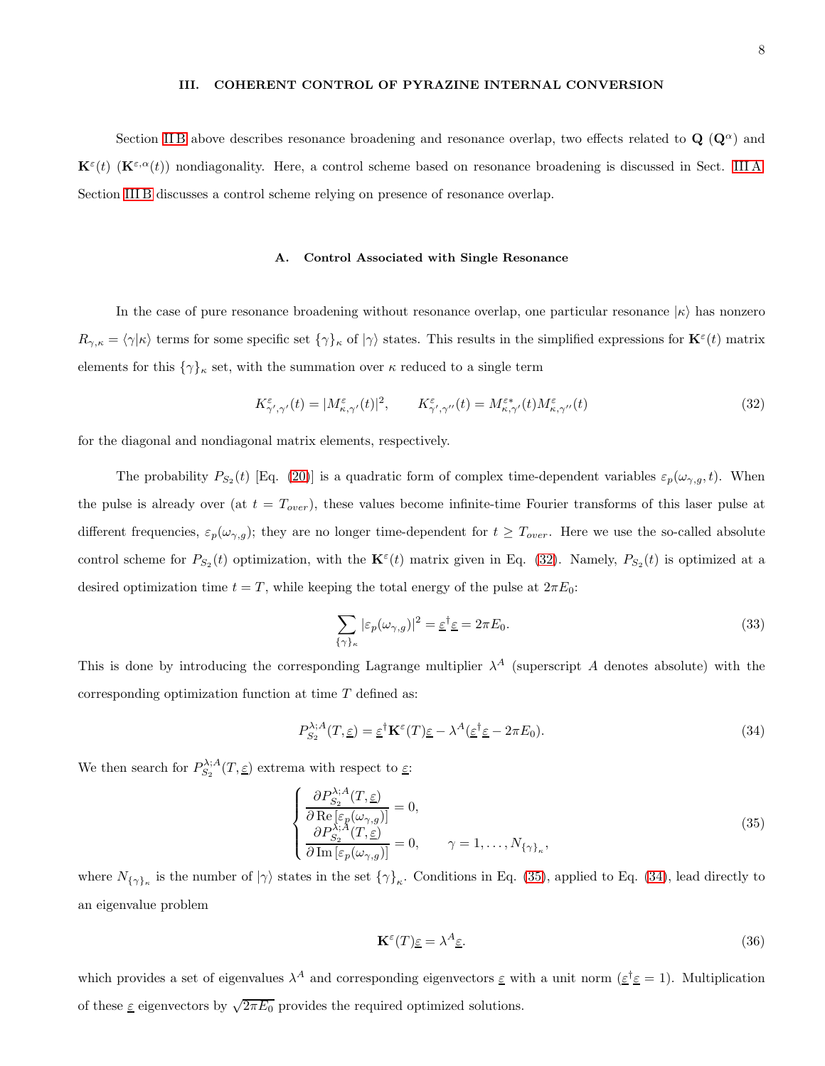## III. COHERENT CONTROL OF PYRAZINE INTERNAL CONVERSION

Section II B above describes resonance broadening and resonance overlap, two effects related to $\mathbf{Q}$ ($\mathbf{Q}^{\alpha}$) and $\mathbf{K}^{\varepsilon}(t)$ ($\mathbf{K}^{\varepsilon,\alpha}(t)$) nondiagonality. Here, a control scheme based on resonance broadening is discussed in Sect. III A. Section III B discusses a control scheme relying on presence of resonance overlap.

### A. Control Associated with Single Resonance

In the case of pure resonance broadening without resonance overlap, one particular resonance $|\kappa\rangle$ has nonzero $R_{\gamma,\kappa} = \langle\gamma|\kappa\rangle$ terms for some specific set $\{\gamma\}_{\kappa}$ of $|\gamma\rangle$ states. This results in the simplified expressions for $\mathbf{K}^{\varepsilon}(t)$ matrix elements for this $\{\gamma\}_{\kappa}$ set, with the summation over $\kappa$ reduced to a single term

$$K^{\varepsilon}_{\gamma',\gamma'}(t) = |M^{\varepsilon}_{\kappa,\gamma'}(t)|^2, \qquad K^{\varepsilon}_{\gamma',\gamma''}(t) = M^{\varepsilon *}_{\kappa,\gamma'}(t) M^{\varepsilon}_{\kappa,\gamma''}(t) \tag{32}$$

for the diagonal and nondiagonal matrix elements, respectively.

The probability $P_{S_2}(t)$ [Eq. (20)] is a quadratic form of complex time-dependent variables $\varepsilon_p(\omega_{\gamma,g}, t)$. When the pulse is already over (at $t = T_{over}$), these values become infinite-time Fourier transforms of this laser pulse at different frequencies, $\varepsilon_p(\omega_{\gamma,g})$; they are no longer time-dependent for $t \geq T_{over}$. Here we use the so-called absolute control scheme for $P_{S_2}(t)$ optimization, with the $\mathbf{K}^{\varepsilon}(t)$ matrix given in Eq. (32). Namely, $P_{S_2}(t)$ is optimized at a desired optimization time $t = T$, while keeping the total energy of the pulse at $2\pi E_0$:

$$\sum_{\{\gamma\}_{\kappa}} |\varepsilon_p(\omega_{\gamma,g})|^2 = \underline{\varepsilon}^{\dagger}\underline{\varepsilon} = 2\pi E_0. \tag{33}$$

This is done by introducing the corresponding Lagrange multiplier $\lambda^A$ (superscript $A$ denotes absolute) with the corresponding optimization function at time $T$ defined as:

$$P^{\lambda;A}_{S_2}(T, \underline{\varepsilon}) = \underline{\varepsilon}^{\dagger}\mathbf{K}^{\varepsilon}(T)\underline{\varepsilon} - \lambda^A(\underline{\varepsilon}^{\dagger}\underline{\varepsilon} - 2\pi E_0). \tag{34}$$

We then search for $P^{\lambda;A}_{S_2}(T, \underline{\varepsilon})$ extrema with respect to $\underline{\varepsilon}$:

$$\begin{cases} \dfrac{\partial P^{\lambda;A}_{S_2}(T, \underline{\varepsilon})}{\partial \,\mathrm{Re}\,[\varepsilon_p(\omega_{\gamma,g})]} = 0, \\ \dfrac{\partial P^{\lambda;A}_{S_2}(T, \underline{\varepsilon})}{\partial \,\mathrm{Im}\,[\varepsilon_p(\omega_{\gamma,g})]} = 0, \qquad \gamma = 1, \ldots, N_{\{\gamma\}_{\kappa}}, \end{cases} \tag{35}$$

where $N_{\{\gamma\}_{\kappa}}$ is the number of $|\gamma\rangle$ states in the set $\{\gamma\}_{\kappa}$. Conditions in Eq. (35), applied to Eq. (34), lead directly to an eigenvalue problem

$$\mathbf{K}^{\varepsilon}(T)\underline{\varepsilon} = \lambda^A\underline{\varepsilon}. \tag{36}$$

which provides a set of eigenvalues $\lambda^A$ and corresponding eigenvectors $\underline{\varepsilon}$ with a unit norm ($\underline{\varepsilon}^{\dagger}\underline{\varepsilon} = 1$). Multiplication of these $\underline{\varepsilon}$ eigenvectors by $\sqrt{2\pi E_0}$ provides the required optimized solutions.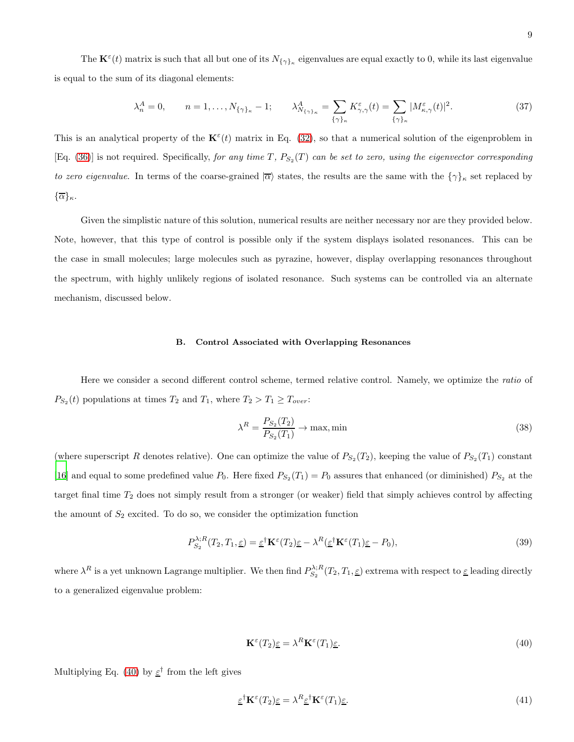The $\mathbf{K}^{\varepsilon}(t)$ matrix is such that all but one of its $N_{\{\gamma\}_\kappa}$ eigenvalues are equal exactly to 0, while its last eigenvalue is equal to the sum of its diagonal elements:

$$\lambda_n^A = 0, \qquad n = 1, \ldots, N_{\{\gamma\}_\kappa} - 1; \qquad \lambda_{N_{\{\gamma\}_\kappa}}^A = \sum_{\{\gamma\}_\kappa} K_{\gamma,\gamma}^{\varepsilon}(t) = \sum_{\{\gamma\}_\kappa} |M_{\kappa,\gamma}^{\varepsilon}(t)|^2. \tag{37}$$

This is an analytical property of the $\mathbf{K}^{\varepsilon}(t)$ matrix in Eq. (32), so that a numerical solution of the eigenproblem in [Eq. (36)] is not required. Specifically, *for any time $T$, $P_{S_2}(T)$ can be set to zero, using the eigenvector corresponding to zero eigenvalue*. In terms of the coarse-grained $|\overline{\alpha}\rangle$ states, the results are the same with the $\{\gamma\}_\kappa$ set replaced by $\{\overline{\alpha}\}_\kappa$.

Given the simplistic nature of this solution, numerical results are neither necessary nor are they provided below. Note, however, that this type of control is possible only if the system displays isolated resonances. This can be the case in small molecules; large molecules such as pyrazine, however, display overlapping resonances throughout the spectrum, with highly unlikely regions of isolated resonance. Such systems can be controlled via an alternate mechanism, discussed below.

### B. Control Associated with Overlapping Resonances

Here we consider a second different control scheme, termed relative control. Namely, we optimize the *ratio* of $P_{S_2}(t)$ populations at times $T_2$ and $T_1$, where $T_2 > T_1 \geq T_{over}$:

$$\lambda^R = \frac{P_{S_2}(T_2)}{P_{S_2}(T_1)} \to \max, \min \tag{38}$$

(where superscript $R$ denotes relative). One can optimize the value of $P_{S_2}(T_2)$, keeping the value of $P_{S_2}(T_1)$ constant [16] and equal to some predefined value $P_0$. Here fixed $P_{S_2}(T_1) = P_0$ assures that enhanced (or diminished) $P_{S_2}$ at the target final time $T_2$ does not simply result from a stronger (or weaker) field that simply achieves control by affecting the amount of $S_2$ excited. To do so, we consider the optimization function

$$P_{S_2}^{\lambda;R}(T_2, T_1, \underline{\varepsilon}) = \underline{\varepsilon}^{\dagger}\mathbf{K}^{\varepsilon}(T_2)\underline{\varepsilon} - \lambda^R(\underline{\varepsilon}^{\dagger}\mathbf{K}^{\varepsilon}(T_1)\underline{\varepsilon} - P_0), \tag{39}$$

where $\lambda^R$ is a yet unknown Lagrange multiplier. We then find $P_{S_2}^{\lambda;R}(T_2, T_1, \underline{\varepsilon})$ extrema with respect to $\underline{\varepsilon}$ leading directly to a generalized eigenvalue problem:

$$\mathbf{K}^{\varepsilon}(T_2)\underline{\varepsilon} = \lambda^R \mathbf{K}^{\varepsilon}(T_1)\underline{\varepsilon}. \tag{40}$$

Multiplying Eq. (40) by $\underline{\varepsilon}^{\dagger}$ from the left gives

$$\underline{\varepsilon}^{\dagger}\mathbf{K}^{\varepsilon}(T_2)\underline{\varepsilon} = \lambda^R \underline{\varepsilon}^{\dagger}\mathbf{K}^{\varepsilon}(T_1)\underline{\varepsilon}. \tag{41}$$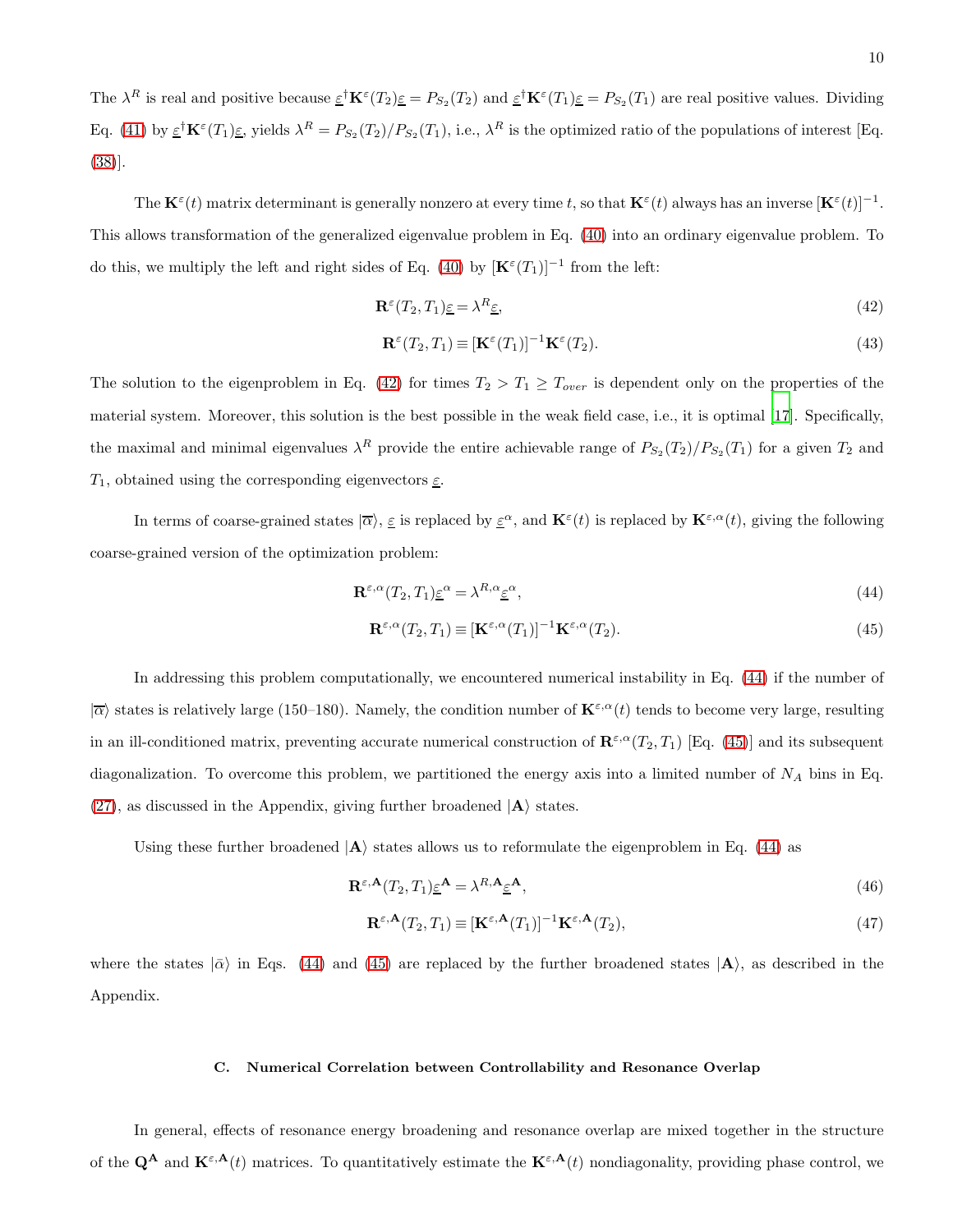The $\lambda^R$ is real and positive because $\underline{\varepsilon}^\dagger \mathbf{K}^\varepsilon(T_2)\underline{\varepsilon} = P_{S_2}(T_2)$ and $\underline{\varepsilon}^\dagger \mathbf{K}^\varepsilon(T_1)\underline{\varepsilon} = P_{S_2}(T_1)$ are real positive values. Dividing Eq. (41) by $\underline{\varepsilon}^\dagger \mathbf{K}^\varepsilon(T_1)\underline{\varepsilon}$, yields $\lambda^R = P_{S_2}(T_2)/P_{S_2}(T_1)$, i.e., $\lambda^R$ is the optimized ratio of the populations of interest [Eq. (38)].

The $\mathbf{K}^\varepsilon(t)$ matrix determinant is generally nonzero at every time $t$, so that $\mathbf{K}^\varepsilon(t)$ always has an inverse $[\mathbf{K}^\varepsilon(t)]^{-1}$. This allows transformation of the generalized eigenvalue problem in Eq. (40) into an ordinary eigenvalue problem. To do this, we multiply the left and right sides of Eq. (40) by $[\mathbf{K}^\varepsilon(T_1)]^{-1}$ from the left:

$$\mathbf{R}^\varepsilon(T_2, T_1)\underline{\varepsilon} = \lambda^R \underline{\varepsilon}, \tag{42}$$

$$\mathbf{R}^\varepsilon(T_2, T_1) \equiv [\mathbf{K}^\varepsilon(T_1)]^{-1}\mathbf{K}^\varepsilon(T_2). \tag{43}$$

The solution to the eigenproblem in Eq. (42) for times $T_2 > T_1 \geq T_{over}$ is dependent only on the properties of the material system. Moreover, this solution is the best possible in the weak field case, i.e., it is optimal [17]. Specifically, the maximal and minimal eigenvalues $\lambda^R$ provide the entire achievable range of $P_{S_2}(T_2)/P_{S_2}(T_1)$ for a given $T_2$ and $T_1$, obtained using the corresponding eigenvectors $\underline{\varepsilon}$.

In terms of coarse-grained states $|\overline{\alpha}\rangle$, $\underline{\varepsilon}$ is replaced by $\underline{\varepsilon}^\alpha$, and $\mathbf{K}^\varepsilon(t)$ is replaced by $\mathbf{K}^{\varepsilon,\alpha}(t)$, giving the following coarse-grained version of the optimization problem:

$$\mathbf{R}^{\varepsilon,\alpha}(T_2, T_1)\underline{\varepsilon}^\alpha = \lambda^{R,\alpha}\underline{\varepsilon}^\alpha, \tag{44}$$

$$\mathbf{R}^{\varepsilon,\alpha}(T_2, T_1) \equiv [\mathbf{K}^{\varepsilon,\alpha}(T_1)]^{-1}\mathbf{K}^{\varepsilon,\alpha}(T_2). \tag{45}$$

In addressing this problem computationally, we encountered numerical instability in Eq. (44) if the number of $|\overline{\alpha}\rangle$ states is relatively large (150–180). Namely, the condition number of $\mathbf{K}^{\varepsilon,\alpha}(t)$ tends to become very large, resulting in an ill-conditioned matrix, preventing accurate numerical construction of $\mathbf{R}^{\varepsilon,\alpha}(T_2, T_1)$ [Eq. (45)] and its subsequent diagonalization. To overcome this problem, we partitioned the energy axis into a limited number of $N_A$ bins in Eq. (27), as discussed in the Appendix, giving further broadened $|\mathbf{A}\rangle$ states.

Using these further broadened $|\mathbf{A}\rangle$ states allows us to reformulate the eigenproblem in Eq. (44) as

$$\mathbf{R}^{\varepsilon,\mathbf{A}}(T_2, T_1)\underline{\varepsilon}^\mathbf{A} = \lambda^{R,\mathbf{A}}\underline{\varepsilon}^\mathbf{A}, \tag{46}$$

$$\mathbf{R}^{\varepsilon,\mathbf{A}}(T_2, T_1) \equiv [\mathbf{K}^{\varepsilon,\mathbf{A}}(T_1)]^{-1}\mathbf{K}^{\varepsilon,\mathbf{A}}(T_2), \tag{47}$$

where the states $|\bar{\alpha}\rangle$ in Eqs. (44) and (45) are replaced by the further broadened states $|\mathbf{A}\rangle$, as described in the Appendix.

### C. Numerical Correlation between Controllability and Resonance Overlap

In general, effects of resonance energy broadening and resonance overlap are mixed together in the structure of the $\mathbf{Q}^\mathbf{A}$ and $\mathbf{K}^{\varepsilon,\mathbf{A}}(t)$ matrices. To quantitatively estimate the $\mathbf{K}^{\varepsilon,\mathbf{A}}(t)$ nondiagonality, providing phase control, we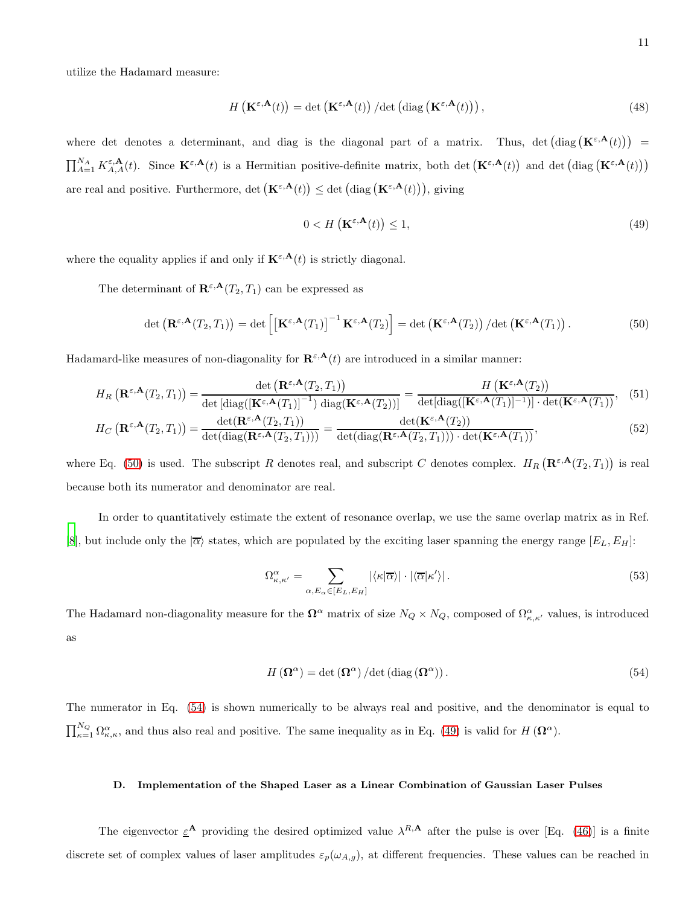utilize the Hadamard measure:

$$H\left(\mathbf{K}^{\varepsilon,\mathbf{A}}(t)\right) = \det\left(\mathbf{K}^{\varepsilon,\mathbf{A}}(t)\right)/\det\left(\operatorname{diag}\left(\mathbf{K}^{\varepsilon,\mathbf{A}}(t)\right)\right), \tag{48}$$

where det denotes a determinant, and diag is the diagonal part of a matrix. Thus, $\det\left(\operatorname{diag}\left(\mathbf{K}^{\varepsilon,\mathbf{A}}(t)\right)\right) = \prod_{A=1}^{N_A} K_{A,A}^{\varepsilon,\mathbf{A}}(t)$. Since $\mathbf{K}^{\varepsilon,\mathbf{A}}(t)$ is a Hermitian positive-definite matrix, both $\det\left(\mathbf{K}^{\varepsilon,\mathbf{A}}(t)\right)$ and $\det\left(\operatorname{diag}\left(\mathbf{K}^{\varepsilon,\mathbf{A}}(t)\right)\right)$ are real and positive. Furthermore, $\det\left(\mathbf{K}^{\varepsilon,\mathbf{A}}(t)\right) \leq \det\left(\operatorname{diag}\left(\mathbf{K}^{\varepsilon,\mathbf{A}}(t)\right)\right)$, giving

$$0 < H\left(\mathbf{K}^{\varepsilon,\mathbf{A}}(t)\right) \leq 1, \tag{49}$$

where the equality applies if and only if $\mathbf{K}^{\varepsilon,\mathbf{A}}(t)$ is strictly diagonal.

The determinant of $\mathbf{R}^{\varepsilon,\mathbf{A}}(T_2,T_1)$ can be expressed as

$$\det\left(\mathbf{R}^{\varepsilon,\mathbf{A}}(T_2,T_1)\right) = \det\left[\left[\mathbf{K}^{\varepsilon,\mathbf{A}}(T_1)\right]^{-1}\mathbf{K}^{\varepsilon,\mathbf{A}}(T_2)\right] = \det\left(\mathbf{K}^{\varepsilon,\mathbf{A}}(T_2)\right)/\det\left(\mathbf{K}^{\varepsilon,\mathbf{A}}(T_1)\right). \tag{50}$$

Hadamard-like measures of non-diagonality for $\mathbf{R}^{\varepsilon,\mathbf{A}}(t)$ are introduced in a similar manner:

$$H_R\left(\mathbf{R}^{\varepsilon,\mathbf{A}}(T_2,T_1)\right) = \frac{\det\left(\mathbf{R}^{\varepsilon,\mathbf{A}}(T_2,T_1)\right)}{\det\left[\operatorname{diag}([\mathbf{K}^{\varepsilon,\mathbf{A}}(T_1)]^{-1})\operatorname{diag}(\mathbf{K}^{\varepsilon,\mathbf{A}}(T_2))\right]} = \frac{H\left(\mathbf{K}^{\varepsilon,\mathbf{A}}(T_2)\right)}{\det[\operatorname{diag}([\mathbf{K}^{\varepsilon,\mathbf{A}}(T_1)]^{-1})]\cdot\det(\mathbf{K}^{\varepsilon,\mathbf{A}}(T_1))}, \tag{51}$$

$$H_C\left(\mathbf{R}^{\varepsilon,\mathbf{A}}(T_2,T_1)\right) = \frac{\det(\mathbf{R}^{\varepsilon,\mathbf{A}}(T_2,T_1))}{\det(\operatorname{diag}(\mathbf{R}^{\varepsilon,\mathbf{A}}(T_2,T_1)))} = \frac{\det(\mathbf{K}^{\varepsilon,\mathbf{A}}(T_2))}{\det(\operatorname{diag}(\mathbf{R}^{\varepsilon,\mathbf{A}}(T_2,T_1)))\cdot\det(\mathbf{K}^{\varepsilon,\mathbf{A}}(T_1))}, \tag{52}$$

where Eq. (50) is used. The subscript $R$ denotes real, and subscript $C$ denotes complex. $H_R\left(\mathbf{R}^{\varepsilon,\mathbf{A}}(T_2,T_1)\right)$ is real because both its numerator and denominator are real.

In order to quantitatively estimate the extent of resonance overlap, we use the same overlap matrix as in Ref. [8], but include only the $|\overline{\alpha}\rangle$ states, which are populated by the exciting laser spanning the energy range $[E_L, E_H]$:

$$\Omega^{\alpha}_{\kappa,\kappa'} = \sum_{\alpha, E_\alpha \in [E_L, E_H]} |\langle\kappa|\overline{\alpha}\rangle| \cdot |\langle\overline{\alpha}|\kappa'\rangle|\,. \tag{53}$$

The Hadamard non-diagonality measure for the $\mathbf{\Omega}^{\alpha}$ matrix of size $N_Q \times N_Q$, composed of $\Omega^{\alpha}_{\kappa,\kappa'}$ values, is introduced as

$$H\left(\mathbf{\Omega}^{\alpha}\right) = \det\left(\mathbf{\Omega}^{\alpha}\right)/\det\left(\operatorname{diag}\left(\mathbf{\Omega}^{\alpha}\right)\right). \tag{54}$$

The numerator in Eq. (54) is shown numerically to be always real and positive, and the denominator is equal to $\prod_{\kappa=1}^{N_Q} \Omega^{\alpha}_{\kappa,\kappa}$, and thus also real and positive. The same inequality as in Eq. (49) is valid for $H\left(\mathbf{\Omega}^{\alpha}\right)$.

### D. Implementation of the Shaped Laser as a Linear Combination of Gaussian Laser Pulses

The eigenvector $\underline{\varepsilon}^{\mathbf{A}}$ providing the desired optimized value $\lambda^{R,\mathbf{A}}$ after the pulse is over [Eq. (46)] is a finite discrete set of complex values of laser amplitudes $\varepsilon_p(\omega_{A,g})$, at different frequencies. These values can be reached in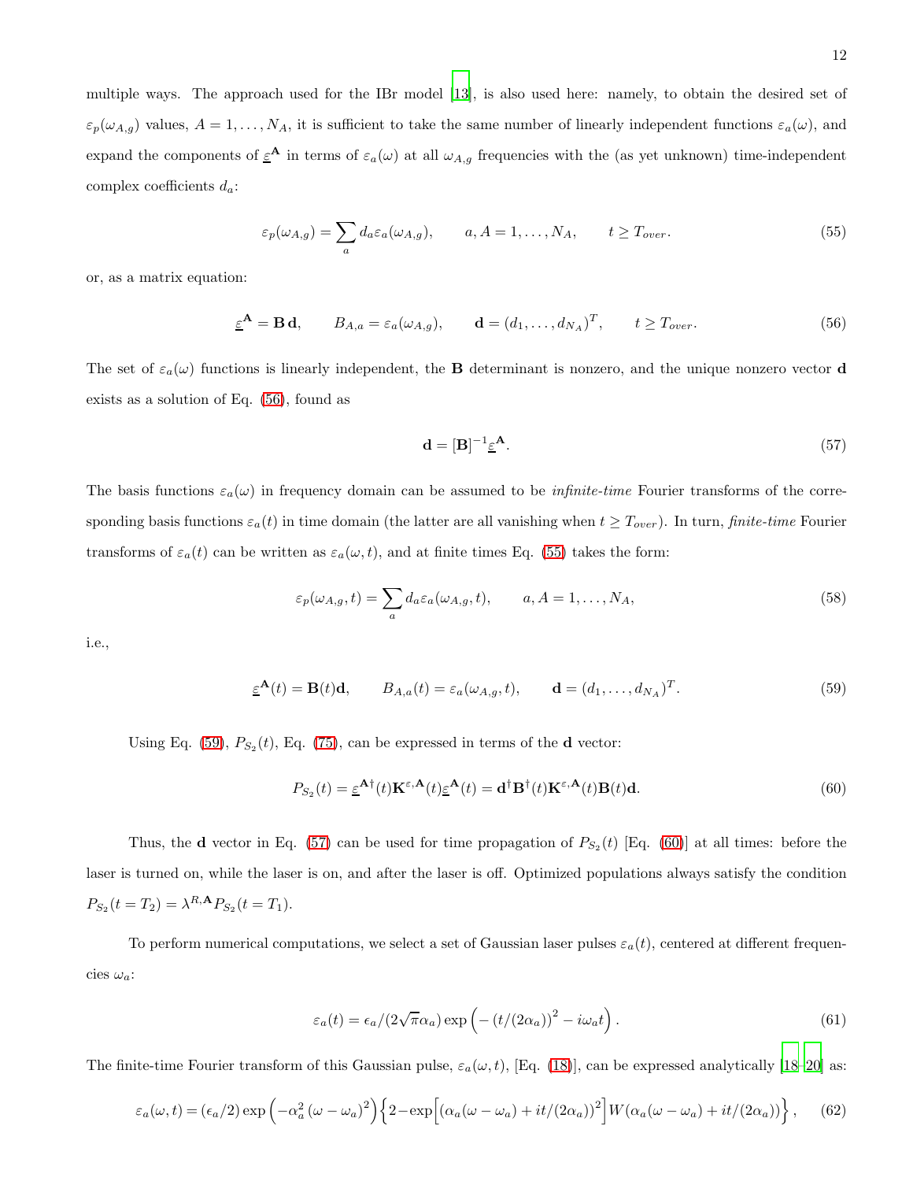multiple ways. The approach used for the IBr model [13], is also used here: namely, to obtain the desired set of $\varepsilon_p(\omega_{A,g})$ values, $A = 1, \ldots, N_A$, it is sufficient to take the same number of linearly independent functions $\varepsilon_a(\omega)$, and expand the components of $\underline{\varepsilon}^{\mathbf{A}}$ in terms of $\varepsilon_a(\omega)$ at all $\omega_{A,g}$ frequencies with the (as yet unknown) time-independent complex coefficients $d_a$:

$$\varepsilon_p(\omega_{A,g}) = \sum_a d_a \varepsilon_a(\omega_{A,g}), \qquad a, A = 1, \ldots, N_A, \qquad t \geq T_{over}. \tag{55}$$

or, as a matrix equation:

$$\underline{\varepsilon}^{\mathbf{A}} = \mathbf{B}\,\mathbf{d}, \qquad B_{A,a} = \varepsilon_a(\omega_{A,g}), \qquad \mathbf{d} = (d_1, \ldots, d_{N_A})^T, \qquad t \geq T_{over}. \tag{56}$$

The set of $\varepsilon_a(\omega)$ functions is linearly independent, the $\mathbf{B}$ determinant is nonzero, and the unique nonzero vector $\mathbf{d}$ exists as a solution of Eq. (56), found as

$$\mathbf{d} = [\mathbf{B}]^{-1} \underline{\varepsilon}^{\mathbf{A}}. \tag{57}$$

The basis functions $\varepsilon_a(\omega)$ in frequency domain can be assumed to be *infinite-time* Fourier transforms of the corresponding basis functions $\varepsilon_a(t)$ in time domain (the latter are all vanishing when $t \geq T_{over}$). In turn, *finite-time* Fourier transforms of $\varepsilon_a(t)$ can be written as $\varepsilon_a(\omega, t)$, and at finite times Eq. (55) takes the form:

$$\varepsilon_p(\omega_{A,g}, t) = \sum_a d_a \varepsilon_a(\omega_{A,g}, t), \qquad a, A = 1, \ldots, N_A, \tag{58}$$

i.e.,

$$\underline{\varepsilon}^{\mathbf{A}}(t) = \mathbf{B}(t)\mathbf{d}, \qquad B_{A,a}(t) = \varepsilon_a(\omega_{A,g}, t), \qquad \mathbf{d} = (d_1, \ldots, d_{N_A})^T. \tag{59}$$

Using Eq. (59), $P_{S_2}(t)$, Eq. (75), can be expressed in terms of the $\mathbf{d}$ vector:

$$P_{S_2}(t) = \underline{\varepsilon}^{\mathbf{A}\dagger}(t)\mathbf{K}^{\varepsilon,\mathbf{A}}(t)\underline{\varepsilon}^{\mathbf{A}}(t) = \mathbf{d}^{\dagger}\mathbf{B}^{\dagger}(t)\mathbf{K}^{\varepsilon,\mathbf{A}}(t)\mathbf{B}(t)\mathbf{d}. \tag{60}$$

Thus, the $\mathbf{d}$ vector in Eq. (57) can be used for time propagation of $P_{S_2}(t)$ [Eq. (60)] at all times: before the laser is turned on, while the laser is on, and after the laser is off. Optimized populations always satisfy the condition $P_{S_2}(t = T_2) = \lambda^{R,\mathbf{A}} P_{S_2}(t = T_1)$.

To perform numerical computations, we select a set of Gaussian laser pulses $\varepsilon_a(t)$, centered at different frequencies $\omega_a$:

$$\varepsilon_a(t) = \epsilon_a/(2\sqrt{\pi}\alpha_a)\exp\left(-\left(t/(2\alpha_a)\right)^2 - i\omega_a t\right). \tag{61}$$

The finite-time Fourier transform of this Gaussian pulse, $\varepsilon_a(\omega, t)$, [Eq. (18)], can be expressed analytically [18–20] as:

$$\varepsilon_a(\omega, t) = (\epsilon_a/2)\exp\left(-\alpha_a^2\left(\omega - \omega_a\right)^2\right)\left\{2 - \exp\left[\left(\alpha_a(\omega - \omega_a) + it/(2\alpha_a)\right)^2\right] W\left(\alpha_a(\omega - \omega_a) + it/(2\alpha_a)\right)\right\}, \tag{62}$$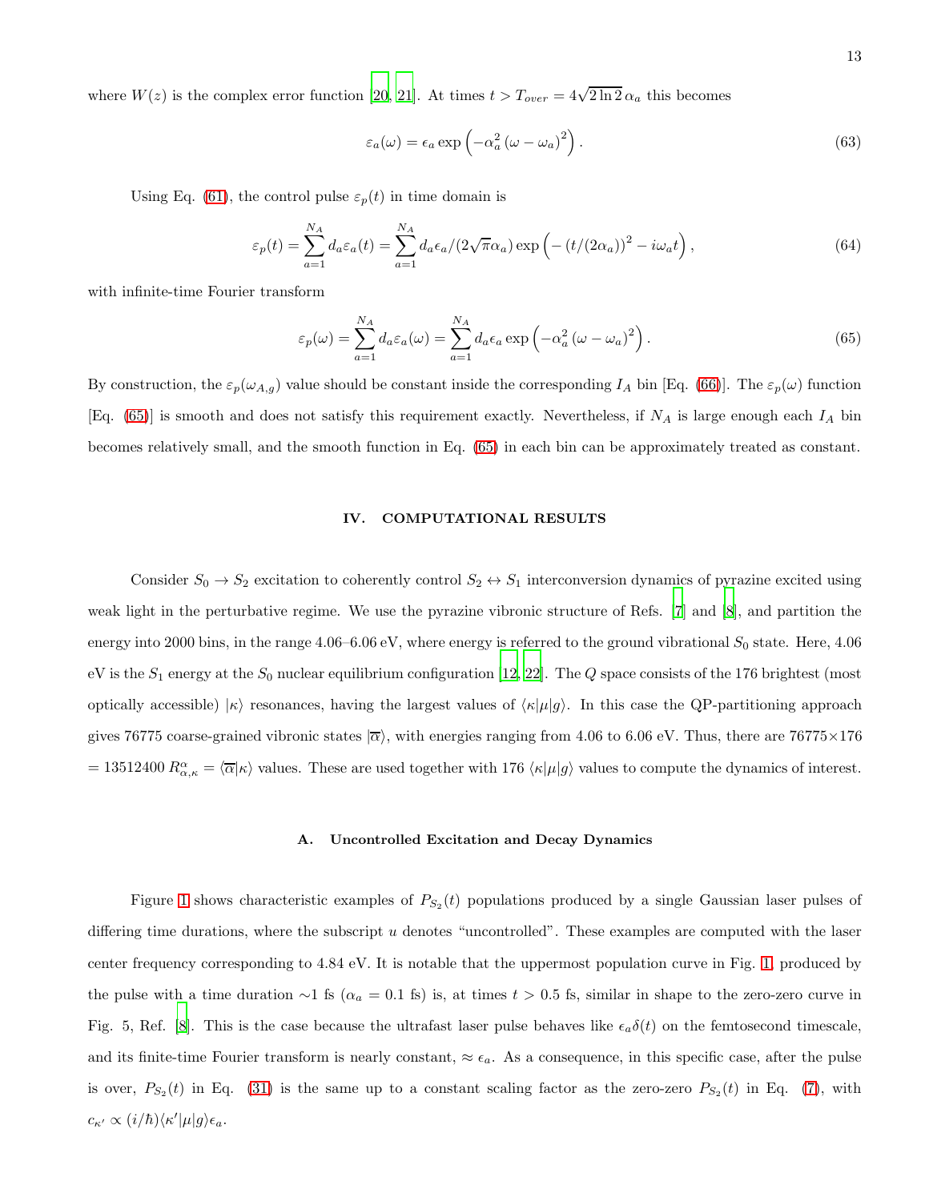where $W(z)$ is the complex error function [20, 21]. At times $t > T_{over} = 4\sqrt{2\ln 2}\,\alpha_a$ this becomes

$$\varepsilon_a(\omega) = \epsilon_a \exp\left(-\alpha_a^2 \left(\omega - \omega_a\right)^2\right). \tag{63}$$

Using Eq. (61), the control pulse $\varepsilon_p(t)$ in time domain is

$$\varepsilon_p(t) = \sum_{a=1}^{N_A} d_a \varepsilon_a(t) = \sum_{a=1}^{N_A} d_a \epsilon_a / (2\sqrt{\pi}\alpha_a) \exp\left(-\left(t/(2\alpha_a)\right)^2 - i\omega_a t\right), \tag{64}$$

with infinite-time Fourier transform

$$\varepsilon_p(\omega) = \sum_{a=1}^{N_A} d_a \varepsilon_a(\omega) = \sum_{a=1}^{N_A} d_a \epsilon_a \exp\left(-\alpha_a^2 \left(\omega - \omega_a\right)^2\right). \tag{65}$$

By construction, the $\varepsilon_p(\omega_{A,g})$ value should be constant inside the corresponding $I_A$ bin [Eq. (66)]. The $\varepsilon_p(\omega)$ function [Eq. (65)] is smooth and does not satisfy this requirement exactly. Nevertheless, if $N_A$ is large enough each $I_A$ bin becomes relatively small, and the smooth function in Eq. (65) in each bin can be approximately treated as constant.

## IV. COMPUTATIONAL RESULTS

Consider $S_0 \to S_2$ excitation to coherently control $S_2 \leftrightarrow S_1$ interconversion dynamics of pyrazine excited using weak light in the perturbative regime. We use the pyrazine vibronic structure of Refs. [7] and [8], and partition the energy into 2000 bins, in the range 4.06–6.06 eV, where energy is referred to the ground vibrational $S_0$ state. Here, 4.06 eV is the $S_1$ energy at the $S_0$ nuclear equilibrium configuration [12, 22]. The $Q$ space consists of the 176 brightest (most optically accessible) $|\kappa\rangle$ resonances, having the largest values of $\langle\kappa|\mu|g\rangle$. In this case the QP-partitioning approach gives 76775 coarse-grained vibronic states $|\overline{\alpha}\rangle$, with energies ranging from 4.06 to 6.06 eV. Thus, there are 76775×176 = 13512400 $R^{\alpha}_{\alpha,\kappa} = \langle\overline{\alpha}|\kappa\rangle$ values. These are used together with 176 $\langle\kappa|\mu|g\rangle$ values to compute the dynamics of interest.

### A. Uncontrolled Excitation and Decay Dynamics

Figure 1 shows characteristic examples of $P_{S_2}(t)$ populations produced by a single Gaussian laser pulses of differing time durations, where the subscript $u$ denotes "uncontrolled". These examples are computed with the laser center frequency corresponding to 4.84 eV. It is notable that the uppermost population curve in Fig. 1, produced by the pulse with a time duration ~1 fs ($\alpha_a = 0.1$ fs) is, at times $t > 0.5$ fs, similar in shape to the zero-zero curve in Fig. 5, Ref. [8]. This is the case because the ultrafast laser pulse behaves like $\epsilon_a\delta(t)$ on the femtosecond timescale, and its finite-time Fourier transform is nearly constant, $\approx \epsilon_a$. As a consequence, in this specific case, after the pulse is over, $P_{S_2}(t)$ in Eq. (31) is the same up to a constant scaling factor as the zero-zero $P_{S_2}(t)$ in Eq. (7), with $c_{\kappa'} \propto (i/\hbar)\langle\kappa'|\mu|g\rangle\epsilon_a$.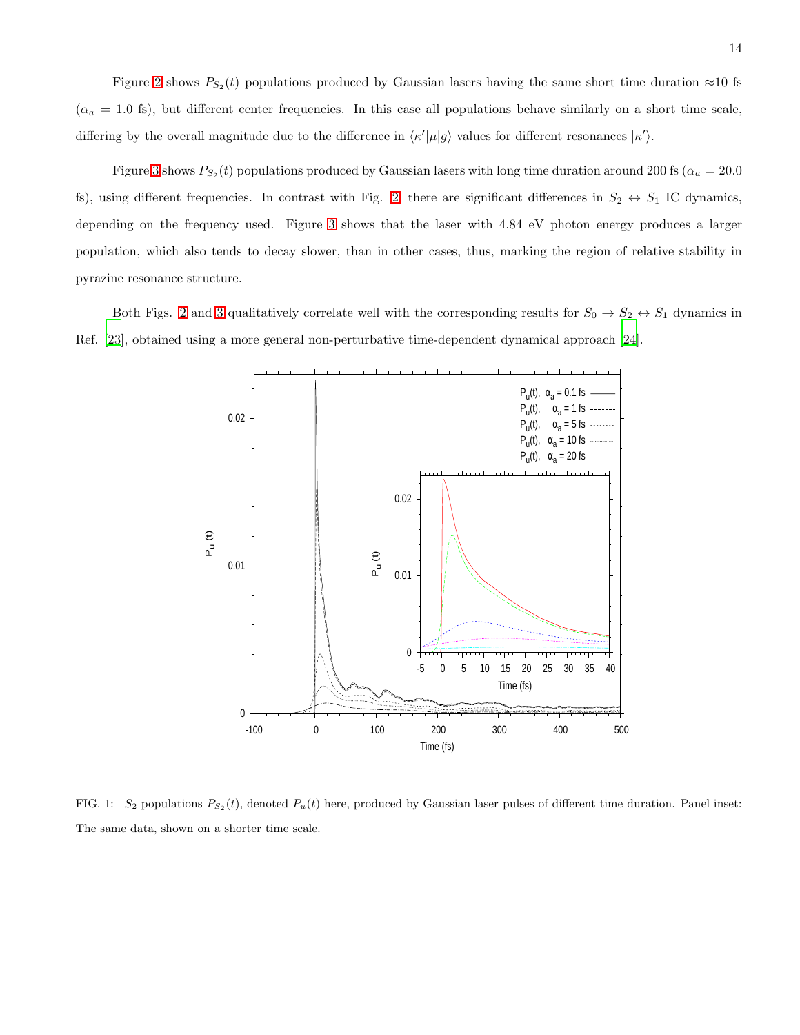Figure 2 shows $P_{S_2}(t)$ populations produced by Gaussian lasers having the same short time duration ≈10 fs ($\alpha_a = 1.0$ fs), but different center frequencies. In this case all populations behave similarly on a short time scale, differing by the overall magnitude due to the difference in $\langle\kappa'|\mu|g\rangle$ values for different resonances $|\kappa'\rangle$.

Figure 3 shows $P_{S_2}(t)$ populations produced by Gaussian lasers with long time duration around 200 fs ($\alpha_a = 20.0$ fs), using different frequencies. In contrast with Fig. 2, there are significant differences in $S_2 \leftrightarrow S_1$ IC dynamics, depending on the frequency used. Figure 3 shows that the laser with 4.84 eV photon energy produces a larger population, which also tends to decay slower, than in other cases, thus, marking the region of relative stability in pyrazine resonance structure.

Both Figs. 2 and 3 qualitatively correlate well with the corresponding results for $S_0 \to S_2 \leftrightarrow S_1$ dynamics in Ref. [23], obtained using a more general non-perturbative time-dependent dynamical approach [24].

FIG. 1: $S_2$ populations $P_{S_2}(t)$, denoted $P_u(t)$ here, produced by Gaussian laser pulses of different time duration. Panel inset: The same data, shown on a shorter time scale.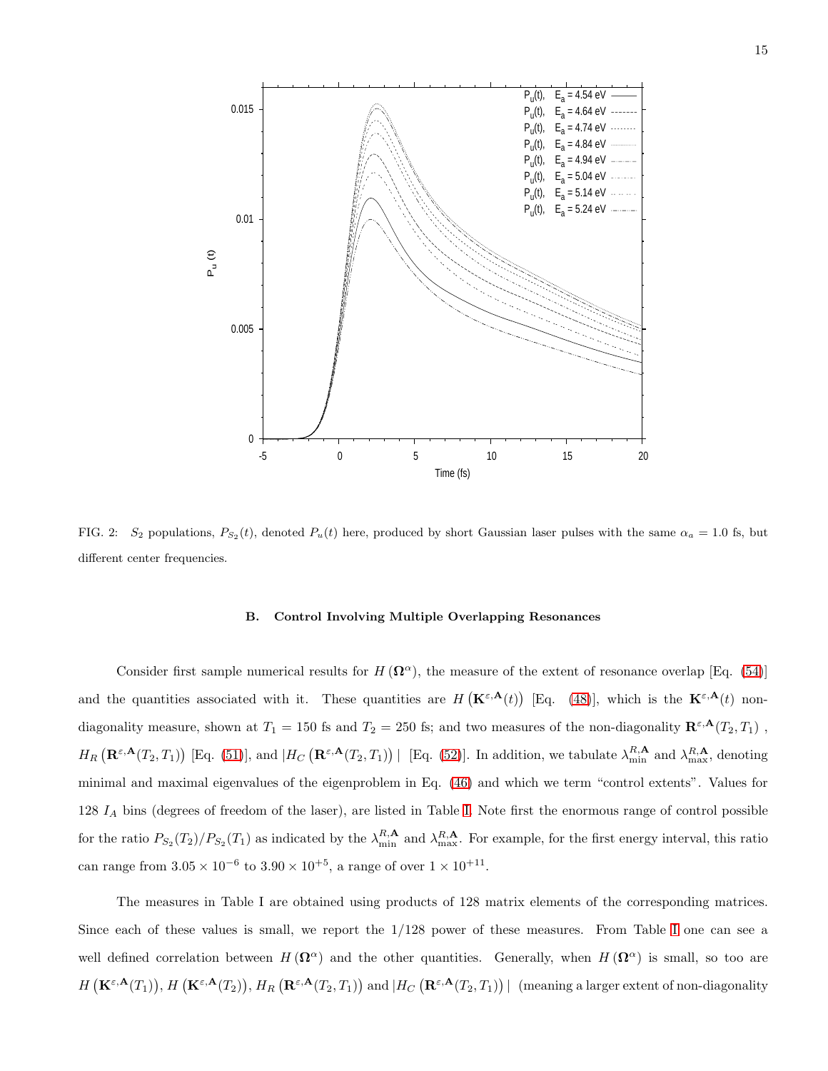FIG. 2: $S_2$ populations, $P_{S_2}(t)$, denoted $P_u(t)$ here, produced by short Gaussian laser pulses with the same $\alpha_a = 1.0$ fs, but different center frequencies.

### B. Control Involving Multiple Overlapping Resonances

Consider first sample numerical results for $H(\mathbf{\Omega}^{\alpha})$, the measure of the extent of resonance overlap [Eq. (54)] and the quantities associated with it. These quantities are $H\left(\mathbf{K}^{\varepsilon,\mathbf{A}}(t)\right)$ [Eq. (48)], which is the $\mathbf{K}^{\varepsilon,\mathbf{A}}(t)$ non-diagonality measure, shown at $T_1 = 150$ fs and $T_2 = 250$ fs; and two measures of the non-diagonality $\mathbf{R}^{\varepsilon,\mathbf{A}}(T_2, T_1)$ , $H_R\left(\mathbf{R}^{\varepsilon,\mathbf{A}}(T_2, T_1)\right)$ [Eq. (51)], and $|H_C\left(\mathbf{R}^{\varepsilon,\mathbf{A}}(T_2, T_1)\right)|$ [Eq. (52)]. In addition, we tabulate $\lambda^{R,\mathbf{A}}_{\min}$ and $\lambda^{R,\mathbf{A}}_{\max}$, denoting minimal and maximal eigenvalues of the eigenproblem in Eq. (46) and which we term "control extents". Values for 128 $I_A$ bins (degrees of freedom of the laser), are listed in Table I. Note first the enormous range of control possible for the ratio $P_{S_2}(T_2)/P_{S_2}(T_1)$ as indicated by the $\lambda^{R,\mathbf{A}}_{\min}$ and $\lambda^{R,\mathbf{A}}_{\max}$. For example, for the first energy interval, this ratio can range from $3.05 \times 10^{-6}$ to $3.90 \times 10^{+5}$, a range of over $1 \times 10^{+11}$.

The measures in Table I are obtained using products of 128 matrix elements of the corresponding matrices. Since each of these values is small, we report the $1/128$ power of these measures. From Table I one can see a well defined correlation between $H(\mathbf{\Omega}^{\alpha})$ and the other quantities. Generally, when $H(\mathbf{\Omega}^{\alpha})$ is small, so too are $H\left(\mathbf{K}^{\varepsilon,\mathbf{A}}(T_1)\right)$, $H\left(\mathbf{K}^{\varepsilon,\mathbf{A}}(T_2)\right)$, $H_R\left(\mathbf{R}^{\varepsilon,\mathbf{A}}(T_2, T_1)\right)$ and $|H_C\left(\mathbf{R}^{\varepsilon,\mathbf{A}}(T_2, T_1)\right)|$ (meaning a larger extent of non-diagonality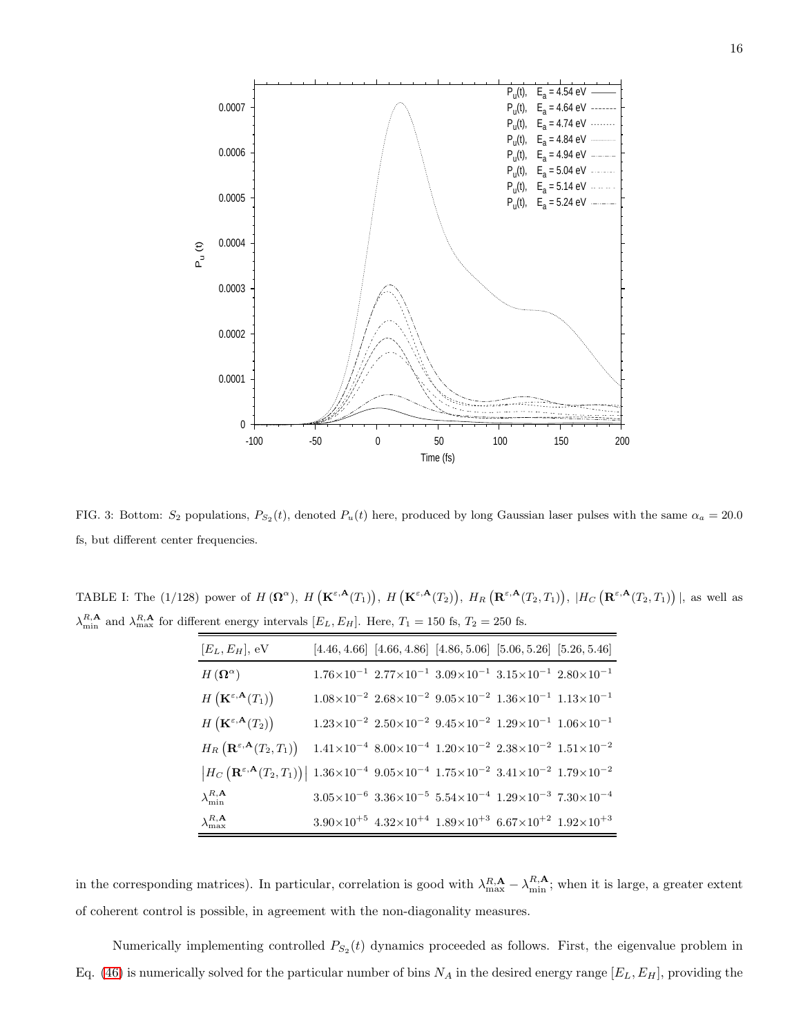FIG. 3: Bottom: $S_2$ populations, $P_{S_2}(t)$, denoted $P_u(t)$ here, produced by long Gaussian laser pulses with the same $\alpha_a = 20.0$ fs, but different center frequencies.

TABLE I: The (1/128) power of $H(\mathbf{\Omega}^{\alpha})$, $H\left(\mathbf{K}^{\varepsilon,\mathbf{A}}(T_1)\right)$, $H\left(\mathbf{K}^{\varepsilon,\mathbf{A}}(T_2)\right)$, $H_R\left(\mathbf{R}^{\varepsilon,\mathbf{A}}(T_2,T_1)\right)$, $|H_C\left(\mathbf{R}^{\varepsilon,\mathbf{A}}(T_2,T_1)\right)|$, as well as $\lambda^{R,\mathbf{A}}_{\min}$ and $\lambda^{R,\mathbf{A}}_{\max}$ for different energy intervals $[E_L, E_H]$. Here, $T_1 = 150$ fs, $T_2 = 250$ fs.

| $[E_L, E_H]$, eV | [4.46, 4.66] | [4.66, 4.86] | [4.86, 5.06] | [5.06, 5.26] | [5.26, 5.46] |
|---|---|---|---|---|---|
| $H(\mathbf{\Omega}^{\alpha})$ | $1.76\times10^{-1}$ | $2.77\times10^{-1}$ | $3.09\times10^{-1}$ | $3.15\times10^{-1}$ | $2.80\times10^{-1}$ |
| $H\left(\mathbf{K}^{\varepsilon,\mathbf{A}}(T_1)\right)$ | $1.08\times10^{-2}$ | $2.68\times10^{-2}$ | $9.05\times10^{-2}$ | $1.36\times10^{-1}$ | $1.13\times10^{-1}$ |
| $H\left(\mathbf{K}^{\varepsilon,\mathbf{A}}(T_2)\right)$ | $1.23\times10^{-2}$ | $2.50\times10^{-2}$ | $9.45\times10^{-2}$ | $1.29\times10^{-1}$ | $1.06\times10^{-1}$ |
| $H_R\left(\mathbf{R}^{\varepsilon,\mathbf{A}}(T_2,T_1)\right)$ | $1.41\times10^{-4}$ | $8.00\times10^{-4}$ | $1.20\times10^{-2}$ | $2.38\times10^{-2}$ | $1.51\times10^{-2}$ |
| $\left\lvert H_C\left(\mathbf{R}^{\varepsilon,\mathbf{A}}(T_2,T_1)\right)\right\rvert$ | $1.36\times10^{-4}$ | $9.05\times10^{-4}$ | $1.75\times10^{-2}$ | $3.41\times10^{-2}$ | $1.79\times10^{-2}$ |
| $\lambda^{R,\mathbf{A}}_{\min}$ | $3.05\times10^{-6}$ | $3.36\times10^{-5}$ | $5.54\times10^{-4}$ | $1.29\times10^{-3}$ | $7.30\times10^{-4}$ |
| $\lambda^{R,\mathbf{A}}_{\max}$ | $3.90\times10^{+5}$ | $4.32\times10^{+4}$ | $1.89\times10^{+3}$ | $6.67\times10^{+2}$ | $1.92\times10^{+3}$ |

in the corresponding matrices). In particular, correlation is good with $\lambda^{R,\mathbf{A}}_{\max} - \lambda^{R,\mathbf{A}}_{\min}$; when it is large, a greater extent of coherent control is possible, in agreement with the non-diagonality measures.

Numerically implementing controlled $P_{S_2}(t)$ dynamics proceeded as follows. First, the eigenvalue problem in Eq. (46) is numerically solved for the particular number of bins $N_A$ in the desired energy range $[E_L, E_H]$, providing the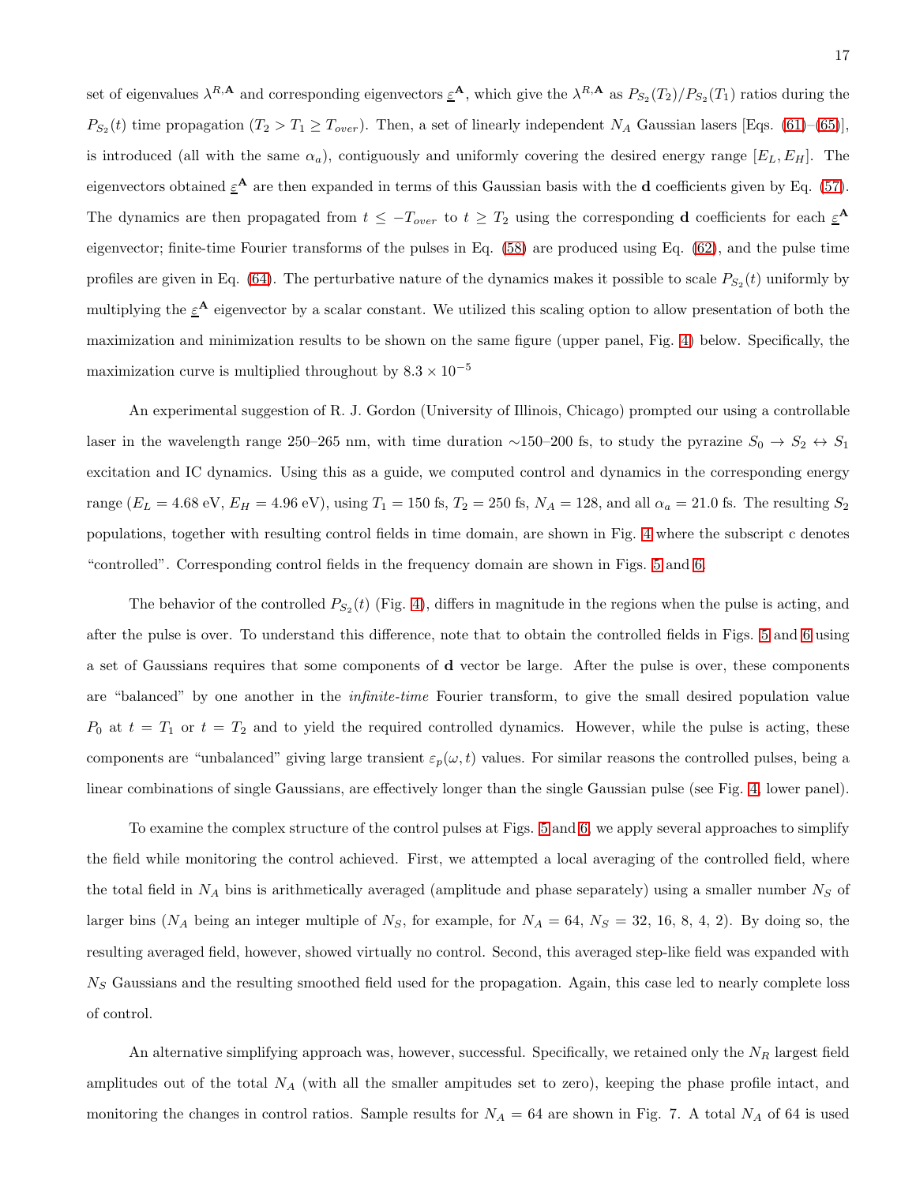set of eigenvalues $\lambda^{R,\mathbf{A}}$ and corresponding eigenvectors $\underline{\varepsilon}^{\mathbf{A}}$, which give the $\lambda^{R,\mathbf{A}}$ as $P_{S_2}(T_2)/P_{S_2}(T_1)$ ratios during the $P_{S_2}(t)$ time propagation ($T_2 > T_1 \geq T_{over}$). Then, a set of linearly independent $N_A$ Gaussian lasers [Eqs. (61)–(65)], is introduced (all with the same $\alpha_a$), contiguously and uniformly covering the desired energy range $[E_L, E_H]$. The eigenvectors obtained $\underline{\varepsilon}^{\mathbf{A}}$ are then expanded in terms of this Gaussian basis with the $\mathbf{d}$ coefficients given by Eq. (57). The dynamics are then propagated from $t \leq -T_{over}$ to $t \geq T_2$ using the corresponding $\mathbf{d}$ coefficients for each $\underline{\varepsilon}^{\mathbf{A}}$ eigenvector; finite-time Fourier transforms of the pulses in Eq. (58) are produced using Eq. (62), and the pulse time profiles are given in Eq. (64). The perturbative nature of the dynamics makes it possible to scale $P_{S_2}(t)$ uniformly by multiplying the $\underline{\varepsilon}^{\mathbf{A}}$ eigenvector by a scalar constant. We utilized this scaling option to allow presentation of both the maximization and minimization results to be shown on the same figure (upper panel, Fig. 4) below. Specifically, the maximization curve is multiplied throughout by $8.3 \times 10^{-5}$

An experimental suggestion of R. J. Gordon (University of Illinois, Chicago) prompted our using a controllable laser in the wavelength range 250–265 nm, with time duration ~150–200 fs, to study the pyrazine $S_0 \rightarrow S_2 \leftrightarrow S_1$ excitation and IC dynamics. Using this as a guide, we computed control and dynamics in the corresponding energy range ($E_L = 4.68$ eV, $E_H = 4.96$ eV), using $T_1 = 150$ fs, $T_2 = 250$ fs, $N_A = 128$, and all $\alpha_a = 21.0$ fs. The resulting $S_2$ populations, together with resulting control fields in time domain, are shown in Fig. 4 where the subscript c denotes "controlled". Corresponding control fields in the frequency domain are shown in Figs. 5 and 6.

The behavior of the controlled $P_{S_2}(t)$ (Fig. 4), differs in magnitude in the regions when the pulse is acting, and after the pulse is over. To understand this difference, note that to obtain the controlled fields in Figs. 5 and 6 using a set of Gaussians requires that some components of $\mathbf{d}$ vector be large. After the pulse is over, these components are "balanced" by one another in the *infinite-time* Fourier transform, to give the small desired population value $P_0$ at $t = T_1$ or $t = T_2$ and to yield the required controlled dynamics. However, while the pulse is acting, these components are "unbalanced" giving large transient $\varepsilon_p(\omega, t)$ values. For similar reasons the controlled pulses, being a linear combinations of single Gaussians, are effectively longer than the single Gaussian pulse (see Fig. 4, lower panel).

To examine the complex structure of the control pulses at Figs. 5 and 6, we apply several approaches to simplify the field while monitoring the control achieved. First, we attempted a local averaging of the controlled field, where the total field in $N_A$ bins is arithmetically averaged (amplitude and phase separately) using a smaller number $N_S$ of larger bins ($N_A$ being an integer multiple of $N_S$, for example, for $N_A = 64$, $N_S = 32$, 16, 8, 4, 2). By doing so, the resulting averaged field, however, showed virtually no control. Second, this averaged step-like field was expanded with $N_S$ Gaussians and the resulting smoothed field used for the propagation. Again, this case led to nearly complete loss of control.

An alternative simplifying approach was, however, successful. Specifically, we retained only the $N_R$ largest field amplitudes out of the total $N_A$ (with all the smaller ampitudes set to zero), keeping the phase profile intact, and monitoring the changes in control ratios. Sample results for $N_A = 64$ are shown in Fig. 7. A total $N_A$ of 64 is used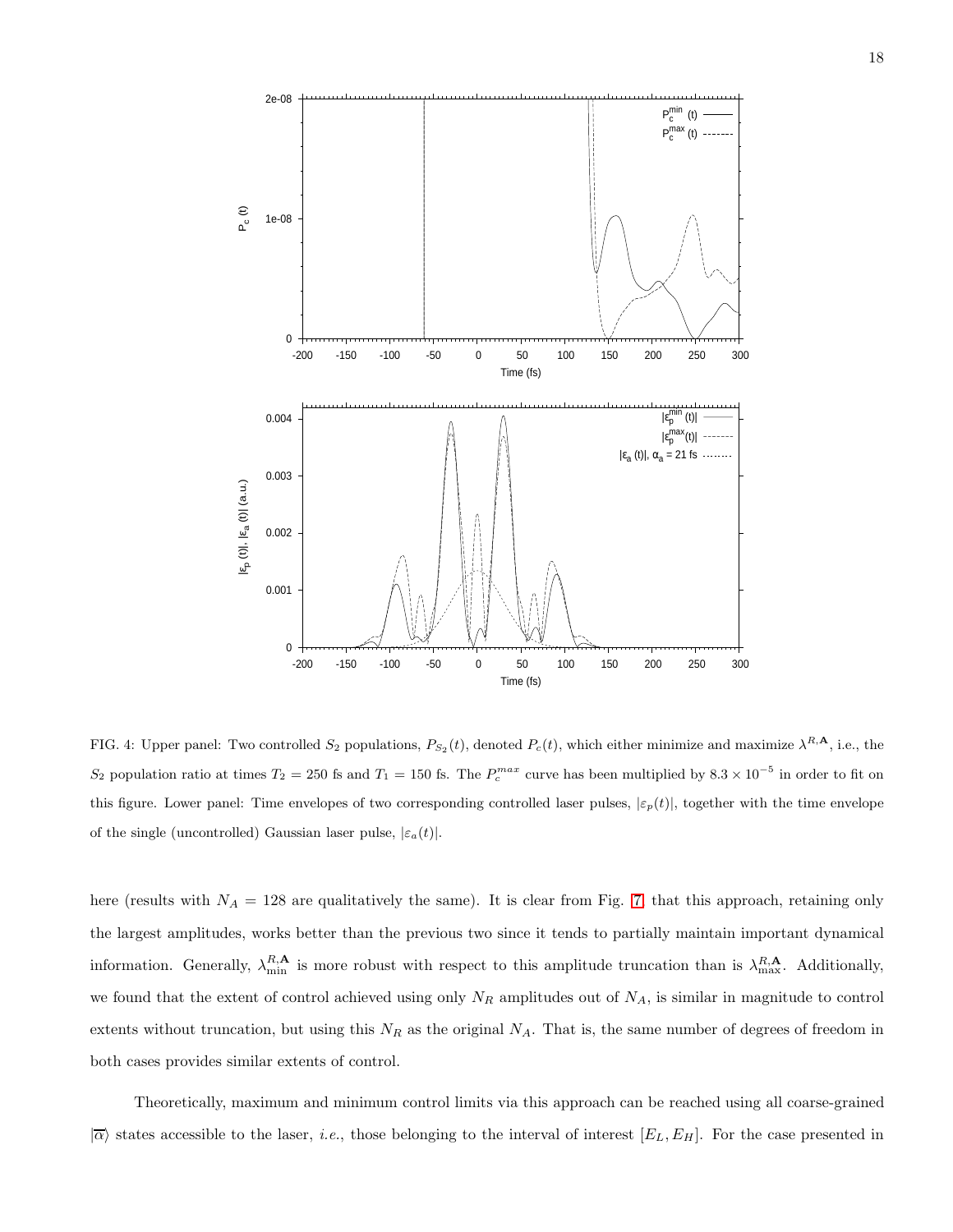FIG. 4: Upper panel: Two controlled $S_2$ populations, $P_{S_2}(t)$, denoted $P_c(t)$, which either minimize and maximize $\lambda^{R,\mathbf{A}}$, i.e., the $S_2$ population ratio at times $T_2 = 250$ fs and $T_1 = 150$ fs. The $P_c^{max}$ curve has been multiplied by $8.3 \times 10^{-5}$ in order to fit on this figure. Lower panel: Time envelopes of two corresponding controlled laser pulses, $|\varepsilon_p(t)|$, together with the time envelope of the single (uncontrolled) Gaussian laser pulse, $|\varepsilon_a(t)|$.

here (results with $N_A = 128$ are qualitatively the same). It is clear from Fig. 7 that this approach, retaining only the largest amplitudes, works better than the previous two since it tends to partially maintain important dynamical information. Generally, $\lambda^{R,\mathbf{A}}_{\min}$ is more robust with respect to this amplitude truncation than is $\lambda^{R,\mathbf{A}}_{\max}$. Additionally, we found that the extent of control achieved using only $N_R$ amplitudes out of $N_A$, is similar in magnitude to control extents without truncation, but using this $N_R$ as the original $N_A$. That is, the same number of degrees of freedom in both cases provides similar extents of control.

Theoretically, maximum and minimum control limits via this approach can be reached using all coarse-grained $|\overline{\alpha}\rangle$ states accessible to the laser, *i.e.*, those belonging to the interval of interest $[E_L, E_H]$. For the case presented in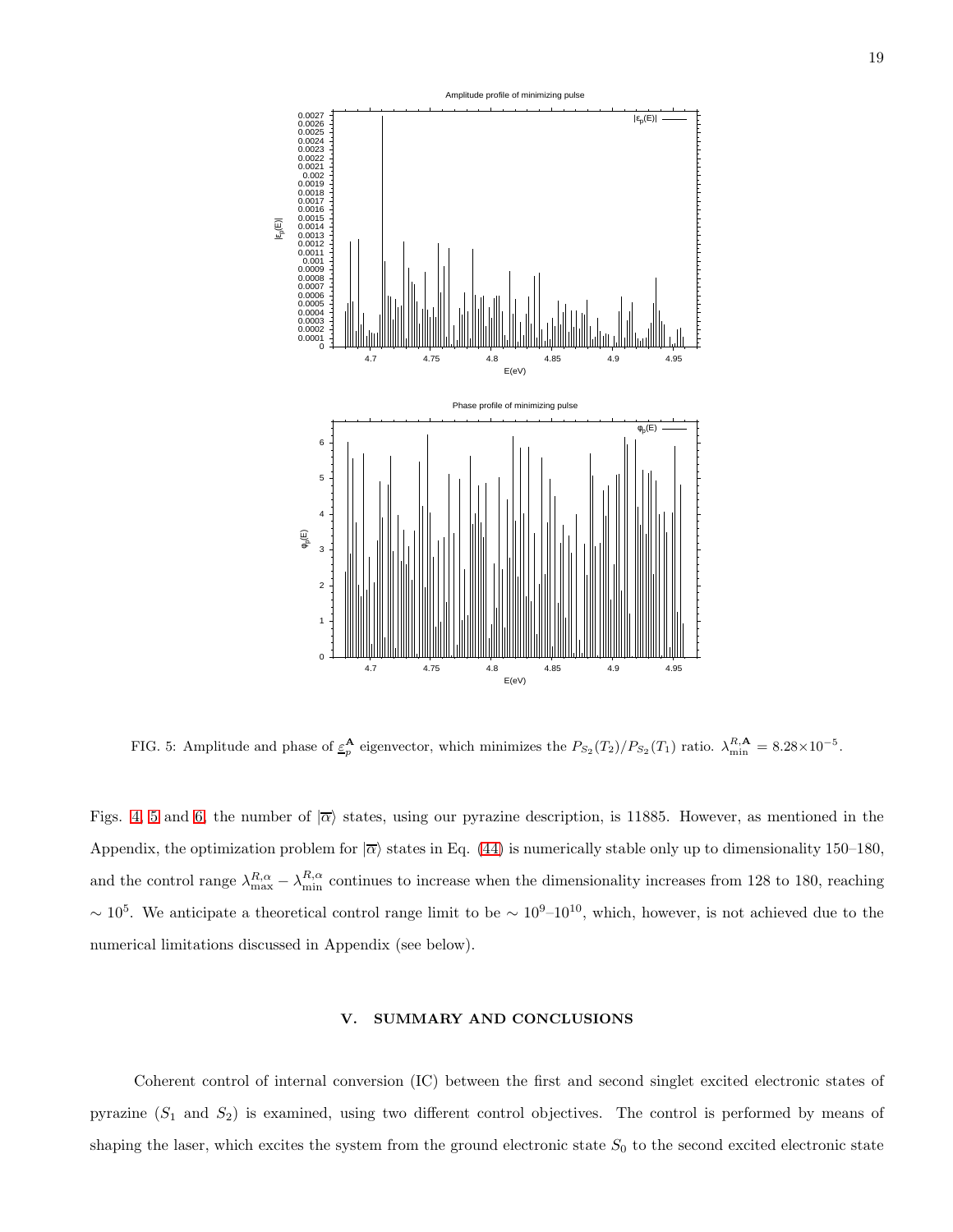FIG. 5: Amplitude and phase of $\underline{\varepsilon}_p^{\mathbf{A}}$ eigenvector, which minimizes the $P_{S_2}(T_2)/P_{S_2}(T_1)$ ratio. $\lambda_{\rm min}^{R,\mathbf{A}} = 8.28{\times}10^{-5}$.

Figs. 4, 5 and 6, the number of $|\overline{\alpha}\rangle$ states, using our pyrazine description, is 11885. However, as mentioned in the Appendix, the optimization problem for $|\overline{\alpha}\rangle$ states in Eq. (44) is numerically stable only up to dimensionality 150–180, and the control range $\lambda_{\rm max}^{R,\alpha} - \lambda_{\rm min}^{R,\alpha}$ continues to increase when the dimensionality increases from 128 to 180, reaching $\sim 10^5$. We anticipate a theoretical control range limit to be $\sim 10^9$–$10^{10}$, which, however, is not achieved due to the numerical limitations discussed in Appendix (see below).

## V. SUMMARY AND CONCLUSIONS

Coherent control of internal conversion (IC) between the first and second singlet excited electronic states of pyrazine ($S_1$ and $S_2$) is examined, using two different control objectives. The control is performed by means of shaping the laser, which excites the system from the ground electronic state $S_0$ to the second excited electronic state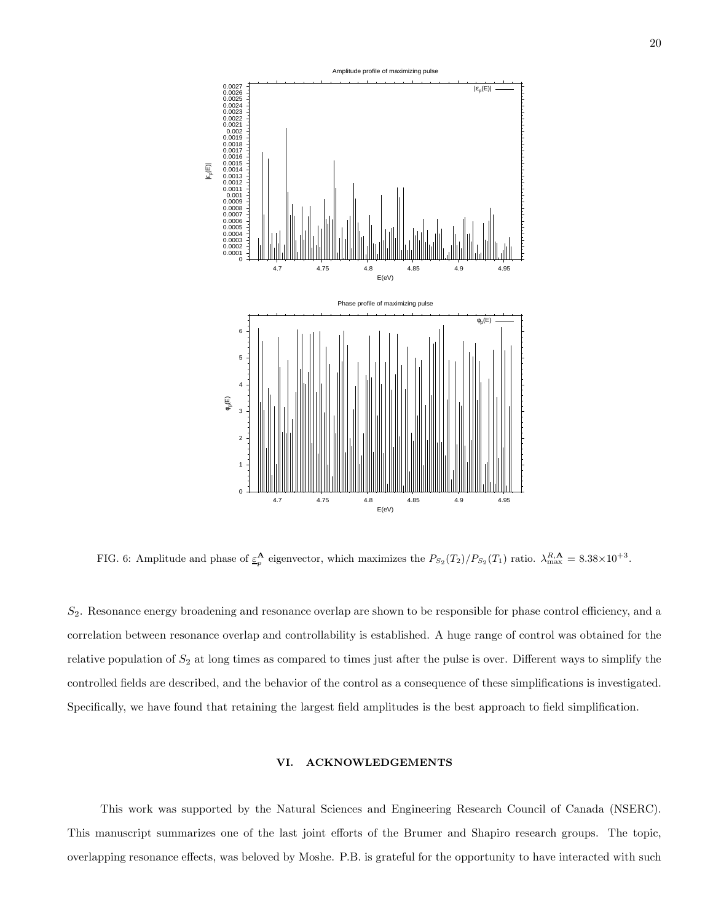FIG. 6: Amplitude and phase of $\underline{\varepsilon}_p^{\mathbf{A}}$ eigenvector, which maximizes the $P_{S_2}(T_2)/P_{S_2}(T_1)$ ratio. $\lambda_{\max}^{R,\mathbf{A}} = 8.38{\times}10^{+3}$.

$S_2$. Resonance energy broadening and resonance overlap are shown to be responsible for phase control efficiency, and a correlation between resonance overlap and controllability is established. A huge range of control was obtained for the relative population of $S_2$ at long times as compared to times just after the pulse is over. Different ways to simplify the controlled fields are described, and the behavior of the control as a consequence of these simplifications is investigated. Specifically, we have found that retaining the largest field amplitudes is the best approach to field simplification.

## VI. ACKNOWLEDGEMENTS

This work was supported by the Natural Sciences and Engineering Research Council of Canada (NSERC). This manuscript summarizes one of the last joint efforts of the Brumer and Shapiro research groups. The topic, overlapping resonance effects, was beloved by Moshe. P.B. is grateful for the opportunity to have interacted with such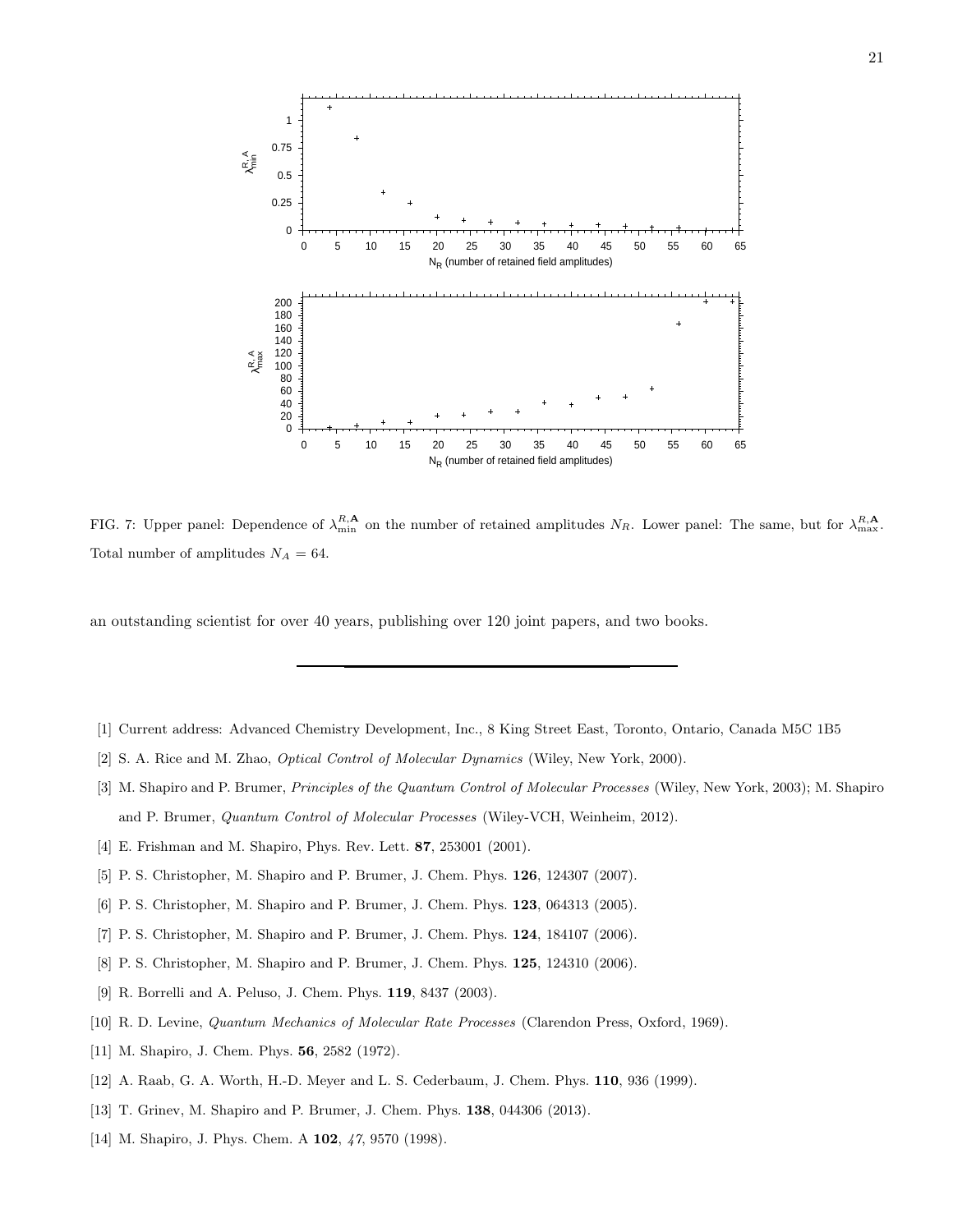FIG. 7: Upper panel: Dependence of $\lambda_{\min}^{R,\mathbf{A}}$ on the number of retained amplitudes $N_R$. Lower panel: The same, but for $\lambda_{\max}^{R,\mathbf{A}}$. Total number of amplitudes $N_A = 64$.

an outstanding scientist for over 40 years, publishing over 120 joint papers, and two books.

---

[1] Current address: Advanced Chemistry Development, Inc., 8 King Street East, Toronto, Ontario, Canada M5C 1B5

[2] S. A. Rice and M. Zhao, *Optical Control of Molecular Dynamics* (Wiley, New York, 2000).

[3] M. Shapiro and P. Brumer, *Principles of the Quantum Control of Molecular Processes* (Wiley, New York, 2003); M. Shapiro and P. Brumer, *Quantum Control of Molecular Processes* (Wiley-VCH, Weinheim, 2012).

[4] E. Frishman and M. Shapiro, Phys. Rev. Lett. **87**, 253001 (2001).

[5] P. S. Christopher, M. Shapiro and P. Brumer, J. Chem. Phys. **126**, 124307 (2007).

[6] P. S. Christopher, M. Shapiro and P. Brumer, J. Chem. Phys. **123**, 064313 (2005).

[7] P. S. Christopher, M. Shapiro and P. Brumer, J. Chem. Phys. **124**, 184107 (2006).

[8] P. S. Christopher, M. Shapiro and P. Brumer, J. Chem. Phys. **125**, 124310 (2006).

[9] R. Borrelli and A. Peluso, J. Chem. Phys. **119**, 8437 (2003).

[10] R. D. Levine, *Quantum Mechanics of Molecular Rate Processes* (Clarendon Press, Oxford, 1969).

[11] M. Shapiro, J. Chem. Phys. **56**, 2582 (1972).

[12] A. Raab, G. A. Worth, H.-D. Meyer and L. S. Cederbaum, J. Chem. Phys. **110**, 936 (1999).

[13] T. Grinev, M. Shapiro and P. Brumer, J. Chem. Phys. **138**, 044306 (2013).

[14] M. Shapiro, J. Phys. Chem. A **102**, *47*, 9570 (1998).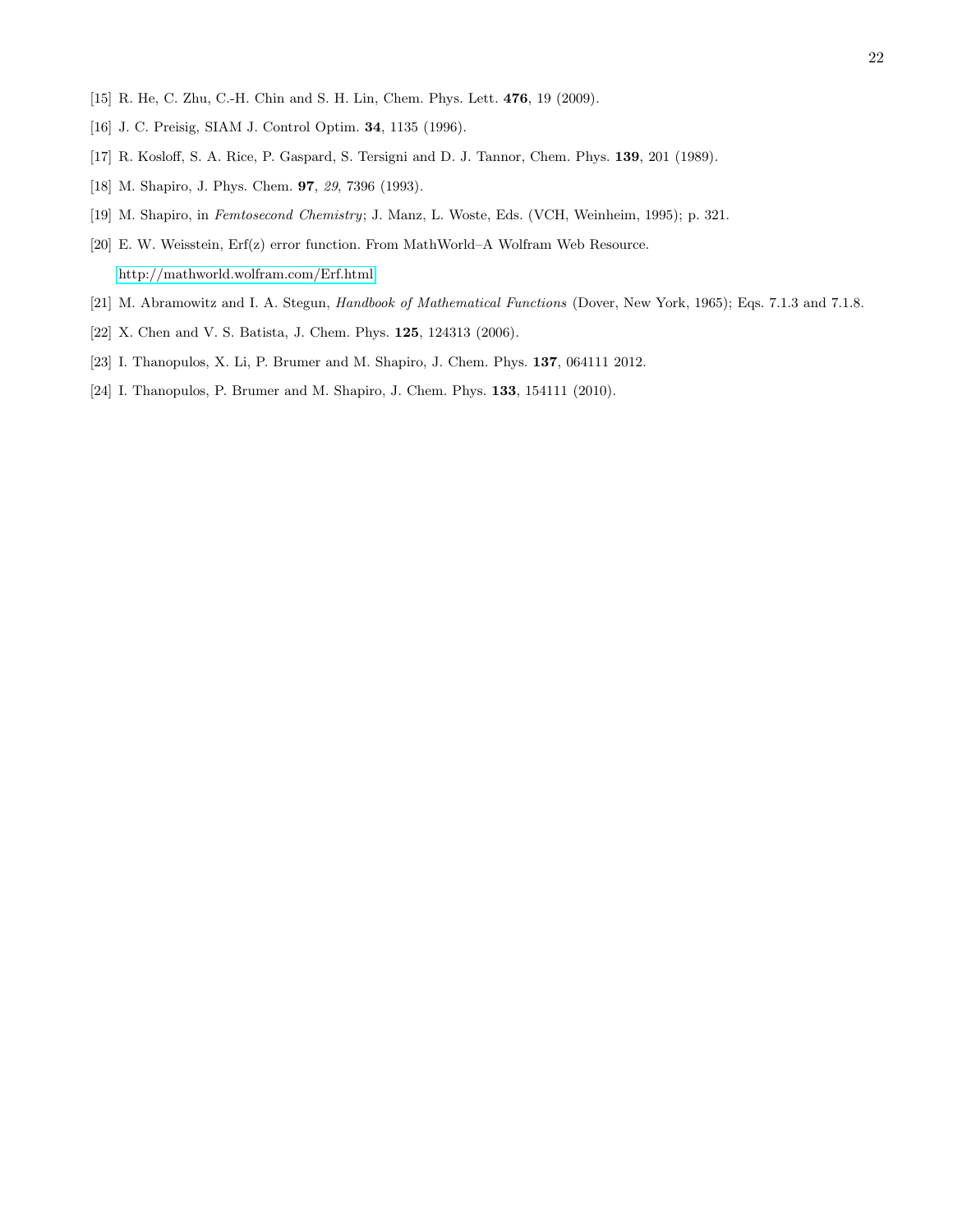[15] R. He, C. Zhu, C.-H. Chin and S. H. Lin, Chem. Phys. Lett. **476**, 19 (2009).

[16] J. C. Preisig, SIAM J. Control Optim. **34**, 1135 (1996).

[17] R. Kosloff, S. A. Rice, P. Gaspard, S. Tersigni and D. J. Tannor, Chem. Phys. **139**, 201 (1989).

[18] M. Shapiro, J. Phys. Chem. **97**, *29*, 7396 (1993).

[19] M. Shapiro, in *Femtosecond Chemistry*; J. Manz, L. Woste, Eds. (VCH, Weinheim, 1995); p. 321.

[20] E. W. Weisstein, Erf(z) error function. From MathWorld–A Wolfram Web Resource. http://mathworld.wolfram.com/Erf.html

[21] M. Abramowitz and I. A. Stegun, *Handbook of Mathematical Functions* (Dover, New York, 1965); Eqs. 7.1.3 and 7.1.8.

[22] X. Chen and V. S. Batista, J. Chem. Phys. **125**, 124313 (2006).

[23] I. Thanopulos, X. Li, P. Brumer and M. Shapiro, J. Chem. Phys. **137**, 064111 2012.

[24] I. Thanopulos, P. Brumer and M. Shapiro, J. Chem. Phys. **133**, 154111 (2010).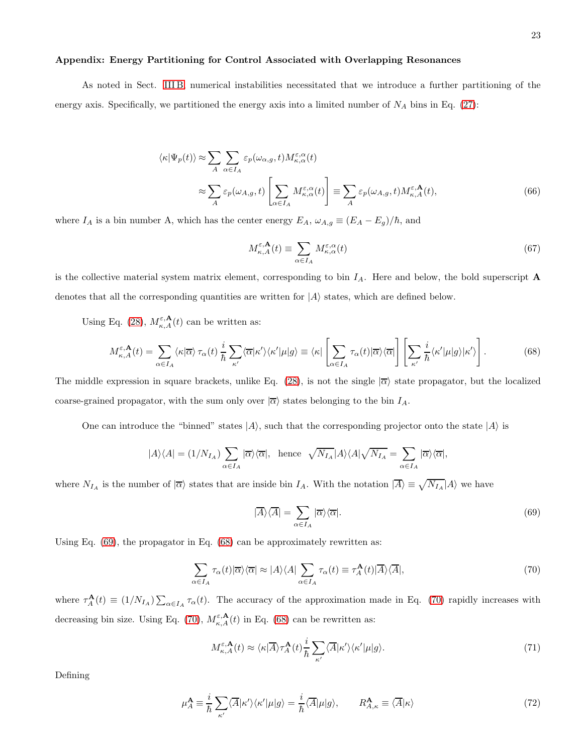**Appendix: Energy Partitioning for Control Associated with Overlapping Resonances**

As noted in Sect. III B, numerical instabilities necessitated that we introduce a further partitioning of the energy axis. Specifically, we partitioned the energy axis into a limited number of $N_A$ bins in Eq. (27):

$$\langle\kappa|\Psi_p(t)\rangle \approx \sum_A \sum_{\alpha\in I_A} \varepsilon_p(\omega_{\alpha,g},t) M^{\varepsilon,\alpha}_{\kappa,\alpha}(t)$$
$$\approx \sum_A \varepsilon_p(\omega_{A,g},t)\left[\sum_{\alpha\in I_A} M^{\varepsilon,\alpha}_{\kappa,\alpha}(t)\right] \equiv \sum_A \varepsilon_p(\omega_{A,g},t) M^{\varepsilon,\mathbf{A}}_{\kappa,A}(t), \tag{66}$$

where $I_A$ is a bin number A, which has the center energy $E_A$, $\omega_{A,g} \equiv (E_A - E_g)/\hbar$, and

$$M^{\varepsilon,\mathbf{A}}_{\kappa,A}(t) \equiv \sum_{\alpha\in I_A} M^{\varepsilon,\alpha}_{\kappa,\alpha}(t) \tag{67}$$

is the collective material system matrix element, corresponding to bin $I_A$. Here and below, the bold superscript $\mathbf{A}$ denotes that all the corresponding quantities are written for $|A\rangle$ states, which are defined below.

Using Eq. (28), $M^{\varepsilon,\mathbf{A}}_{\kappa,A}(t)$ can be written as:

$$M^{\varepsilon,\mathbf{A}}_{\kappa,A}(t) = \sum_{\alpha\in I_A} \langle\kappa|\overline{\alpha}\rangle\, \tau_\alpha(t)\, \frac{i}{\hbar}\sum_{\kappa'} \langle\overline{\alpha}|\kappa'\rangle\langle\kappa'|\mu|g\rangle \equiv \langle\kappa|\left[\sum_{\alpha\in I_A} \tau_\alpha(t)|\overline{\alpha}\rangle\langle\overline{\alpha}|\right]\left[\sum_{\kappa'} \frac{i}{\hbar}\langle\kappa'|\mu|g\rangle|\kappa'\rangle\right]. \tag{68}$$

The middle expression in square brackets, unlike Eq. (28), is not the single $|\overline{\alpha}\rangle$ state propagator, but the localized coarse-grained propagator, with the sum only over $|\overline{\alpha}\rangle$ states belonging to the bin $I_A$.

One can introduce the "binned" states $|A\rangle$, such that the corresponding projector onto the state $|A\rangle$ is

$$|A\rangle\langle A| = (1/N_{I_A})\sum_{\alpha\in I_A} |\overline{\alpha}\rangle\langle\overline{\alpha}|, \quad \text{hence} \quad \sqrt{N_{I_A}}|A\rangle\langle A|\sqrt{N_{I_A}} = \sum_{\alpha\in I_A} |\overline{\alpha}\rangle\langle\overline{\alpha}|,$$

where $N_{I_A}$ is the number of $|\overline{\alpha}\rangle$ states that are inside bin $I_A$. With the notation $|\overline{A}\rangle \equiv \sqrt{N_{I_A}}|A\rangle$ we have

$$|\overline{A}\rangle\langle\overline{A}| = \sum_{\alpha\in I_A} |\overline{\alpha}\rangle\langle\overline{\alpha}|. \tag{69}$$

Using Eq. (69), the propagator in Eq. (68) can be approximately rewritten as:

$$\sum_{\alpha\in I_A} \tau_\alpha(t)|\overline{\alpha}\rangle\langle\overline{\alpha}| \approx |A\rangle\langle A| \sum_{\alpha\in I_A} \tau_\alpha(t) \equiv \tau^{\mathbf{A}}_A(t)|\overline{A}\rangle\langle\overline{A}|, \tag{70}$$

where $\tau^{\mathbf{A}}_A(t) \equiv (1/N_{I_A})\sum_{\alpha\in I_A} \tau_\alpha(t)$. The accuracy of the approximation made in Eq. (70) rapidly increases with decreasing bin size. Using Eq. (70), $M^{\varepsilon,\mathbf{A}}_{\kappa,A}(t)$ in Eq. (68) can be rewritten as:

$$M^{\varepsilon,\mathbf{A}}_{\kappa,A}(t) \approx \langle\kappa|\overline{A}\rangle \tau^{\mathbf{A}}_A(t) \frac{i}{\hbar}\sum_{\kappa'} \langle\overline{A}|\kappa'\rangle\langle\kappa'|\mu|g\rangle. \tag{71}$$

Defining

$$\mu^{\mathbf{A}}_A \equiv \frac{i}{\hbar}\sum_{\kappa'} \langle\overline{A}|\kappa'\rangle\langle\kappa'|\mu|g\rangle = \frac{i}{\hbar}\langle\overline{A}|\mu|g\rangle, \qquad R^{\mathbf{A}}_{A,\kappa} \equiv \langle\overline{A}|\kappa\rangle \tag{72}$$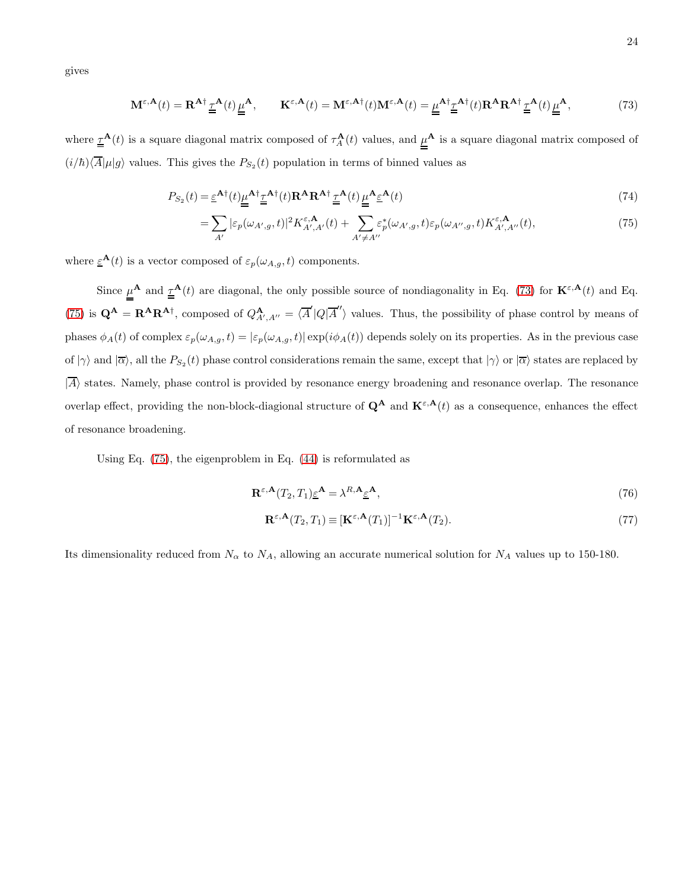gives

$$\mathbf{M}^{\varepsilon,\mathbf{A}}(t) = \mathbf{R}^{\mathbf{A}\dagger}\,\underline{\underline{\tau}}^{\mathbf{A}}(t)\,\underline{\underline{\mu}}^{\mathbf{A}}, \qquad \mathbf{K}^{\varepsilon,\mathbf{A}}(t) = \mathbf{M}^{\varepsilon,\mathbf{A}\dagger}(t)\mathbf{M}^{\varepsilon,\mathbf{A}}(t) = \underline{\underline{\mu}}^{\mathbf{A}\dagger}\underline{\underline{\tau}}^{\mathbf{A}\dagger}(t)\mathbf{R}^{\mathbf{A}}\mathbf{R}^{\mathbf{A}\dagger}\,\underline{\underline{\tau}}^{\mathbf{A}}(t)\,\underline{\underline{\mu}}^{\mathbf{A}}, \tag{73}$$

where $\underline{\underline{\tau}}^{\mathbf{A}}(t)$ is a square diagonal matrix composed of $\tau_A^{\mathbf{A}}(t)$ values, and $\underline{\underline{\mu}}^{\mathbf{A}}$ is a square diagonal matrix composed of $(i/\hbar)\langle\overline{A}|\mu|g\rangle$ values. This gives the $P_{S_2}(t)$ population in terms of binned values as

$$P_{S_2}(t) = \underline{\varepsilon}^{\mathbf{A}\dagger}(t)\underline{\underline{\mu}}^{\mathbf{A}\dagger}\underline{\underline{\tau}}^{\mathbf{A}\dagger}(t)\mathbf{R}^{\mathbf{A}}\mathbf{R}^{\mathbf{A}\dagger}\,\underline{\underline{\tau}}^{\mathbf{A}}(t)\,\underline{\underline{\mu}}^{\mathbf{A}}\underline{\varepsilon}^{\mathbf{A}}(t) \tag{74}$$

$$= \sum_{A'} |\varepsilon_p(\omega_{A',g},t)|^2 K^{\varepsilon,\mathbf{A}}_{A',A'}(t) + \sum_{A'\neq A''} \varepsilon_p^*(\omega_{A',g},t)\varepsilon_p(\omega_{A'',g},t) K^{\varepsilon,\mathbf{A}}_{A',A''}(t), \tag{75}$$

where $\underline{\varepsilon}^{\mathbf{A}}(t)$ is a vector composed of $\varepsilon_p(\omega_{A,g},t)$ components.

Since $\underline{\underline{\mu}}^{\mathbf{A}}$ and $\underline{\underline{\tau}}^{\mathbf{A}}(t)$ are diagonal, the only possible source of nondiagonality in Eq. (73) for $\mathbf{K}^{\varepsilon,\mathbf{A}}(t)$ and Eq. (75) is $\mathbf{Q}^{\mathbf{A}} = \mathbf{R}^{\mathbf{A}}\mathbf{R}^{\mathbf{A}\dagger}$, composed of $Q^{\mathbf{A}}_{A',A''} = \langle\overline{A}'|Q|\overline{A}''\rangle$ values. Thus, the possibility of phase control by means of phases $\phi_A(t)$ of complex $\varepsilon_p(\omega_{A,g},t) = |\varepsilon_p(\omega_{A,g},t)|\exp(i\phi_A(t))$ depends solely on its properties. As in the previous case of $|\gamma\rangle$ and $|\overline{\alpha}\rangle$, all the $P_{S_2}(t)$ phase control considerations remain the same, except that $|\gamma\rangle$ or $|\overline{\alpha}\rangle$ states are replaced by $|\overline{A}\rangle$ states. Namely, phase control is provided by resonance energy broadening and resonance overlap. The resonance overlap effect, providing the non-block-diagonal structure of $\mathbf{Q}^{\mathbf{A}}$ and $\mathbf{K}^{\varepsilon,\mathbf{A}}(t)$ as a consequence, enhances the effect of resonance broadening.

Using Eq. (75), the eigenproblem in Eq. (44) is reformulated as

$$\mathbf{R}^{\varepsilon,\mathbf{A}}(T_2,T_1)\underline{\varepsilon}^{\mathbf{A}} = \lambda^{R,\mathbf{A}}\underline{\varepsilon}^{\mathbf{A}}, \tag{76}$$

$$\mathbf{R}^{\varepsilon,\mathbf{A}}(T_2,T_1) \equiv [\mathbf{K}^{\varepsilon,\mathbf{A}}(T_1)]^{-1}\mathbf{K}^{\varepsilon,\mathbf{A}}(T_2). \tag{77}$$

Its dimensionality reduced from $N_\alpha$ to $N_A$, allowing an accurate numerical solution for $N_A$ values up to 150-180.